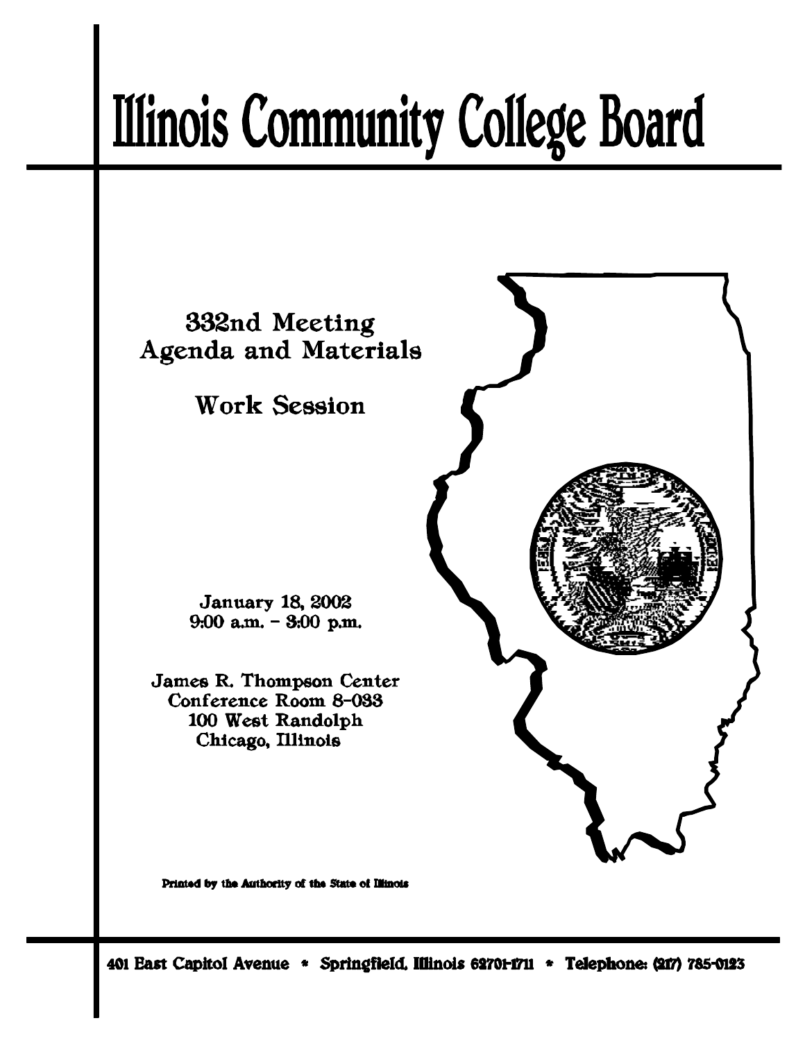# Illinois Community College Board

## 332nd Meeting
## Agenda and Materials

### Work Session

January 18, 2002
9:00 a.m. – 3:00 p.m.

James R. Thompson Center
Conference Room 8-033
100 West Randolph
Chicago, Illinois

Printed by the Authority of the State of Illinois

401 East Capitol Avenue * Springfield, Illinois 62701-1711 * Telephone: (217) 785-0123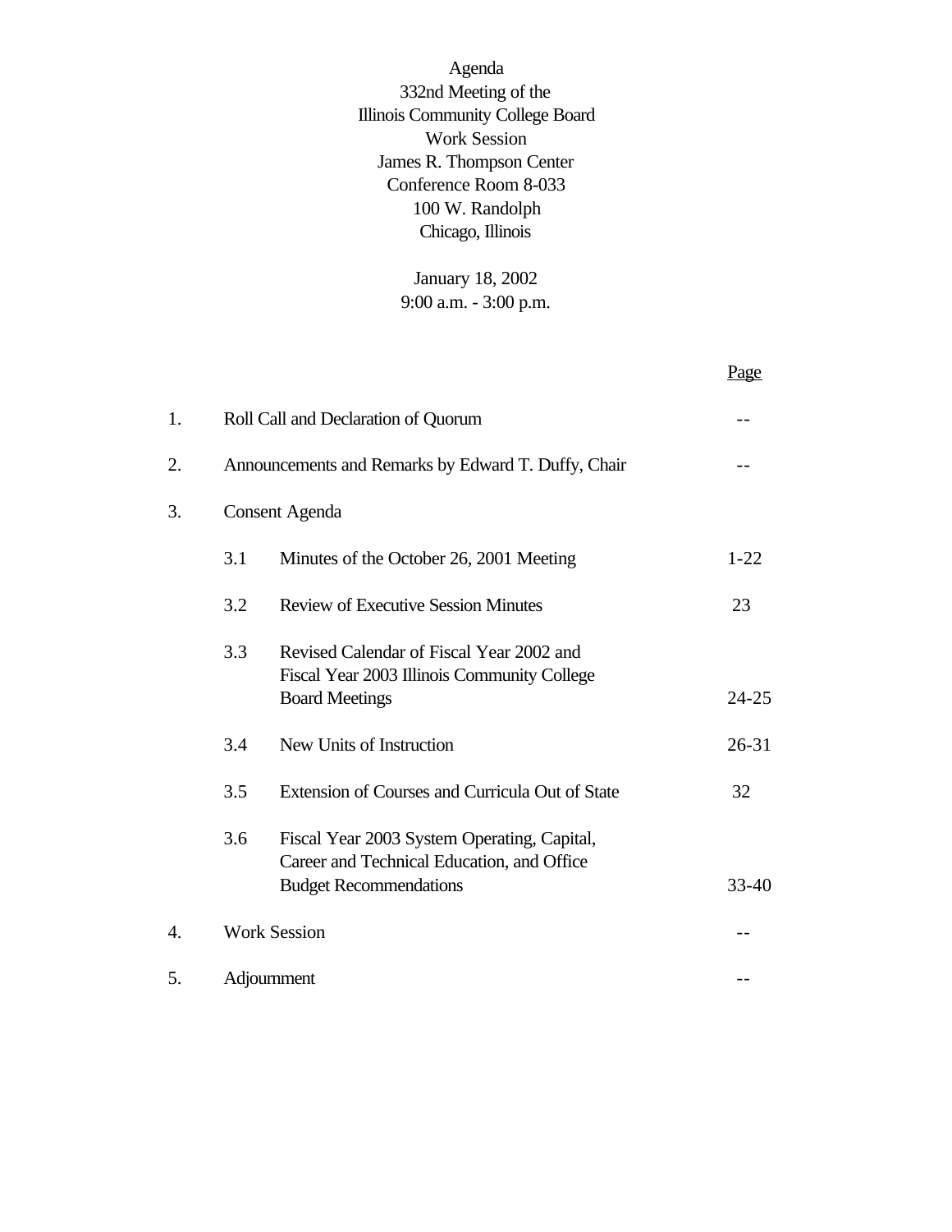Agenda
332nd Meeting of the
Illinois Community College Board
Work Session
James R. Thompson Center
Conference Room 8-033
100 W. Randolph
Chicago, Illinois

January 18, 2002
9:00 a.m. - 3:00 p.m.

| | | | Page |
|---|---|---|---|
| 1. | Roll Call and Declaration of Quorum | | -- |
| 2. | Announcements and Remarks by Edward T. Duffy, Chair | | -- |
| 3. | Consent Agenda | | |
| | 3.1 | Minutes of the October 26, 2001 Meeting | 1-22 |
| | 3.2 | Review of Executive Session Minutes | 23 |
| | 3.3 | Revised Calendar of Fiscal Year 2002 and Fiscal Year 2003 Illinois Community College Board Meetings | 24-25 |
| | 3.4 | New Units of Instruction | 26-31 |
| | 3.5 | Extension of Courses and Curricula Out of State | 32 |
| | 3.6 | Fiscal Year 2003 System Operating, Capital, Career and Technical Education, and Office Budget Recommendations | 33-40 |
| 4. | Work Session | | -- |
| 5. | Adjournment | | -- |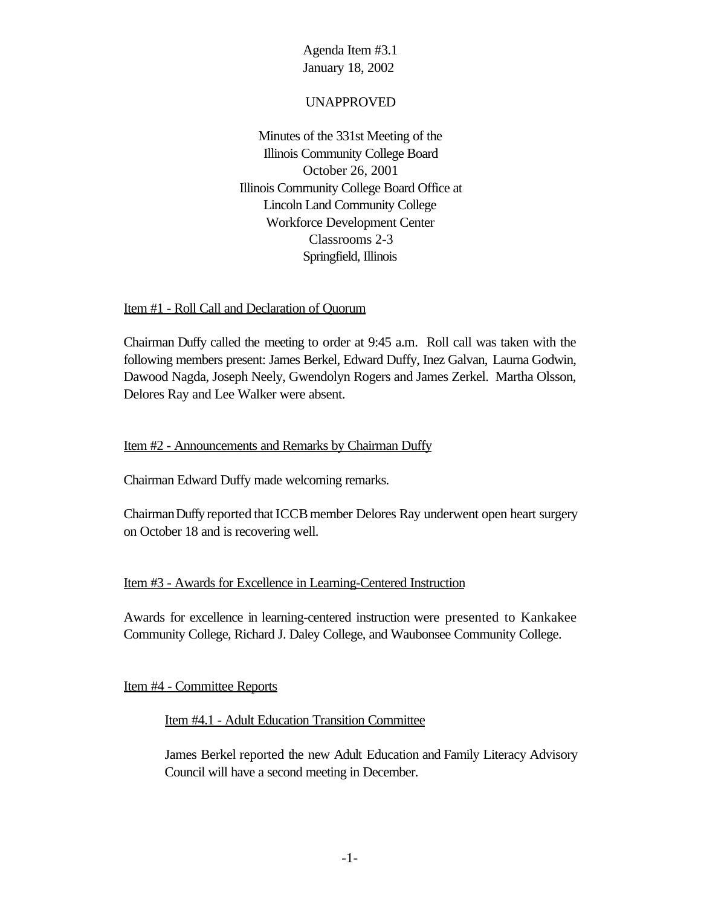Agenda Item #3.1
January 18, 2002

UNAPPROVED

Minutes of the 331st Meeting of the
Illinois Community College Board
October 26, 2001
Illinois Community College Board Office at
Lincoln Land Community College
Workforce Development Center
Classrooms 2-3
Springfield, Illinois

## Item #1 - Roll Call and Declaration of Quorum

Chairman Duffy called the meeting to order at 9:45 a.m. Roll call was taken with the following members present: James Berkel, Edward Duffy, Inez Galvan, Laurna Godwin, Dawood Nagda, Joseph Neely, Gwendolyn Rogers and James Zerkel. Martha Olsson, Delores Ray and Lee Walker were absent.

## Item #2 - Announcements and Remarks by Chairman Duffy

Chairman Edward Duffy made welcoming remarks.

Chairman Duffy reported that ICCB member Delores Ray underwent open heart surgery on October 18 and is recovering well.

## Item #3 - Awards for Excellence in Learning-Centered Instruction

Awards for excellence in learning-centered instruction were presented to Kankakee Community College, Richard J. Daley College, and Waubonsee Community College.

## Item #4 - Committee Reports

### Item #4.1 - Adult Education Transition Committee

James Berkel reported the new Adult Education and Family Literacy Advisory Council will have a second meeting in December.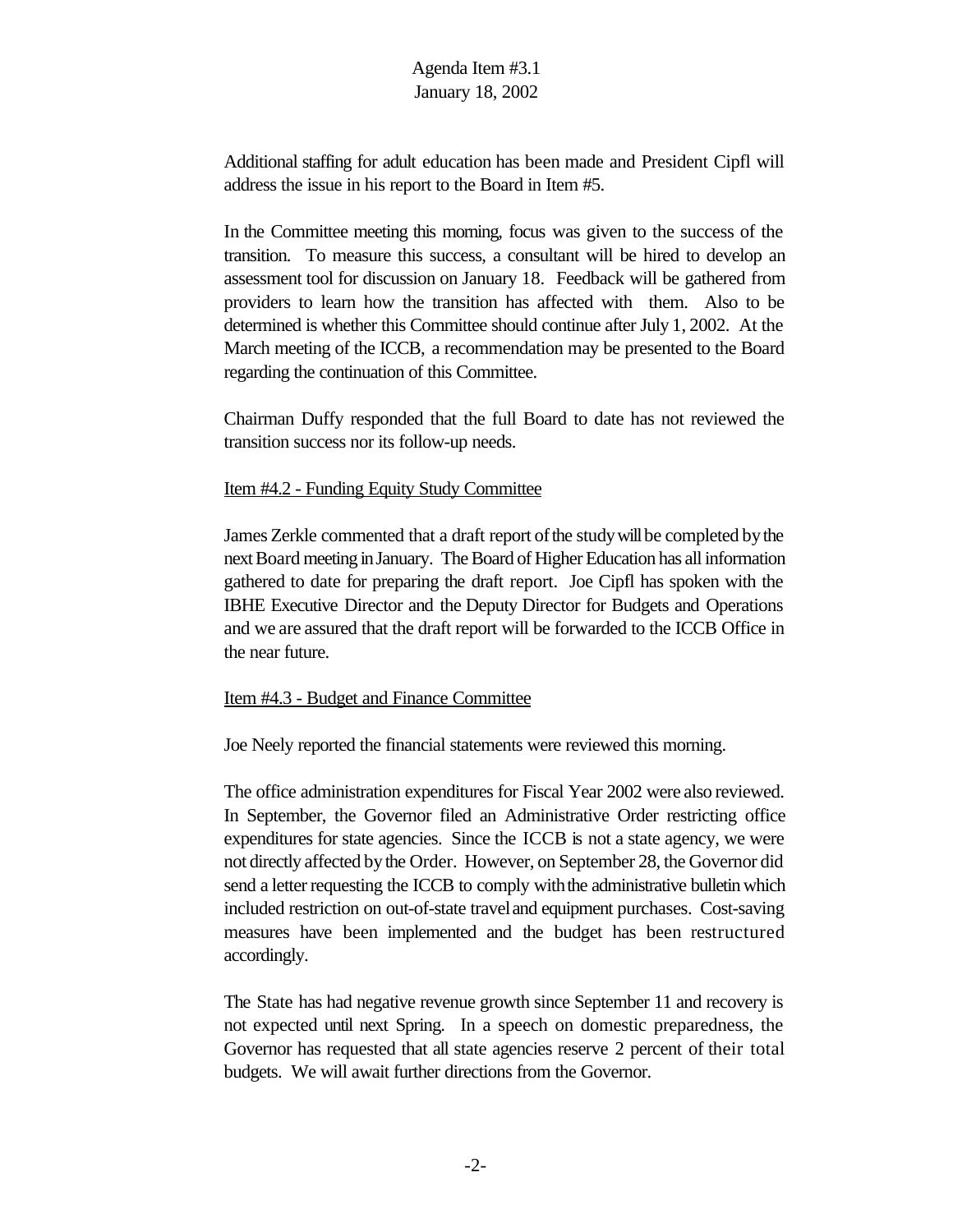Agenda Item #3.1
January 18, 2002

Additional staffing for adult education has been made and President Cipfl will address the issue in his report to the Board in Item #5.

In the Committee meeting this morning, focus was given to the success of the transition. To measure this success, a consultant will be hired to develop an assessment tool for discussion on January 18. Feedback will be gathered from providers to learn how the transition has affected with them. Also to be determined is whether this Committee should continue after July 1, 2002. At the March meeting of the ICCB, a recommendation may be presented to the Board regarding the continuation of this Committee.

Chairman Duffy responded that the full Board to date has not reviewed the transition success nor its follow-up needs.

Item #4.2 - Funding Equity Study Committee

James Zerkle commented that a draft report of the study will be completed by the next Board meeting in January. The Board of Higher Education has all information gathered to date for preparing the draft report. Joe Cipfl has spoken with the IBHE Executive Director and the Deputy Director for Budgets and Operations and we are assured that the draft report will be forwarded to the ICCB Office in the near future.

Item #4.3 - Budget and Finance Committee

Joe Neely reported the financial statements were reviewed this morning.

The office administration expenditures for Fiscal Year 2002 were also reviewed. In September, the Governor filed an Administrative Order restricting office expenditures for state agencies. Since the ICCB is not a state agency, we were not directly affected by the Order. However, on September 28, the Governor did send a letter requesting the ICCB to comply with the administrative bulletin which included restriction on out-of-state travel and equipment purchases. Cost-saving measures have been implemented and the budget has been restructured accordingly.

The State has had negative revenue growth since September 11 and recovery is not expected until next Spring. In a speech on domestic preparedness, the Governor has requested that all state agencies reserve 2 percent of their total budgets. We will await further directions from the Governor.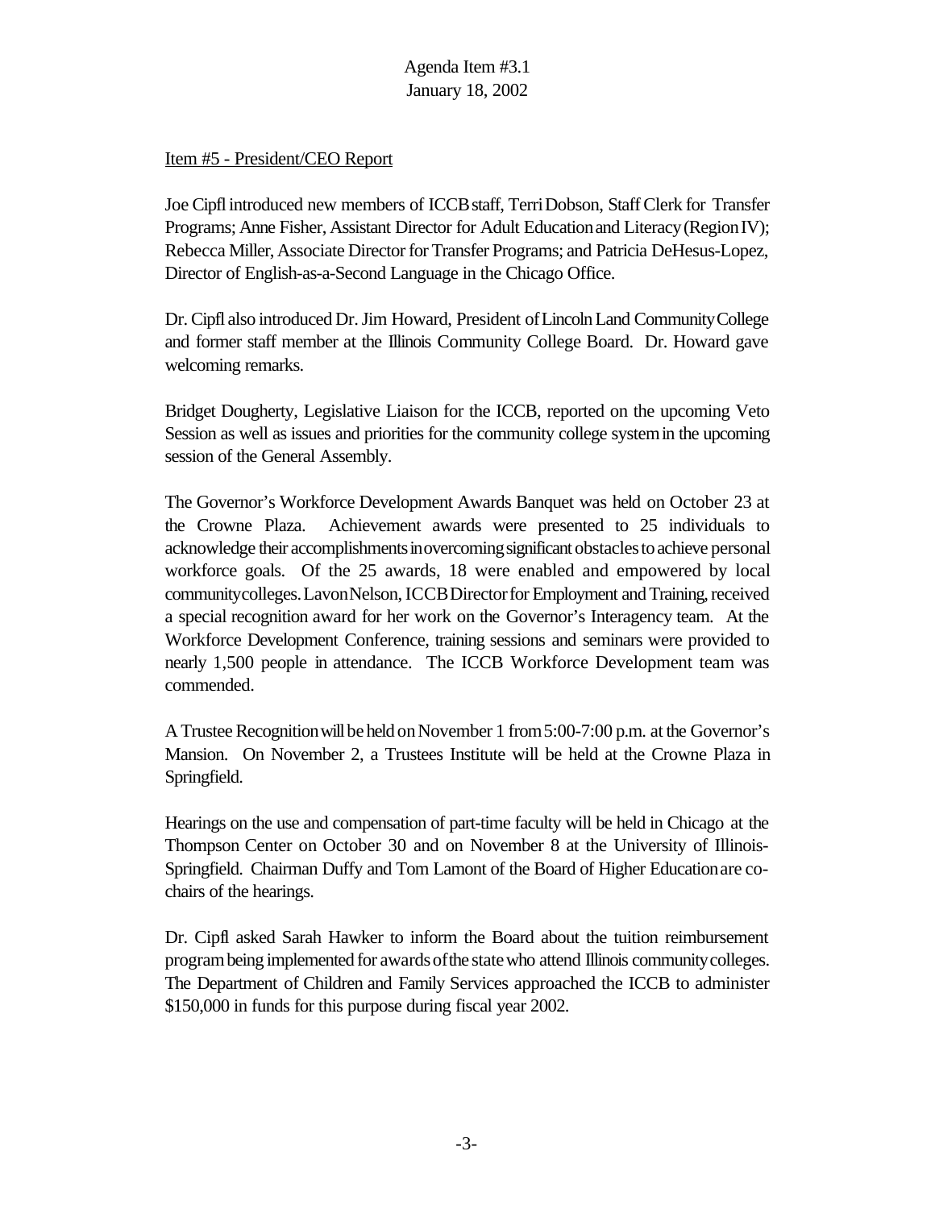Agenda Item #3.1
January 18, 2002

Item #5 - President/CEO Report

Joe Cipfl introduced new members of ICCB staff, Terri Dobson, Staff Clerk for Transfer Programs; Anne Fisher, Assistant Director for Adult Education and Literacy (Region IV); Rebecca Miller, Associate Director for Transfer Programs; and Patricia DeHesus-Lopez, Director of English-as-a-Second Language in the Chicago Office.

Dr. Cipfl also introduced Dr. Jim Howard, President of Lincoln Land Community College and former staff member at the Illinois Community College Board. Dr. Howard gave welcoming remarks.

Bridget Dougherty, Legislative Liaison for the ICCB, reported on the upcoming Veto Session as well as issues and priorities for the community college system in the upcoming session of the General Assembly.

The Governor's Workforce Development Awards Banquet was held on October 23 at the Crowne Plaza. Achievement awards were presented to 25 individuals to acknowledge their accomplishments in overcoming significant obstacles to achieve personal workforce goals. Of the 25 awards, 18 were enabled and empowered by local community colleges. Lavon Nelson, ICCB Director for Employment and Training, received a special recognition award for her work on the Governor's Interagency team. At the Workforce Development Conference, training sessions and seminars were provided to nearly 1,500 people in attendance. The ICCB Workforce Development team was commended.

A Trustee Recognition will be held on November 1 from 5:00-7:00 p.m. at the Governor's Mansion. On November 2, a Trustees Institute will be held at the Crowne Plaza in Springfield.

Hearings on the use and compensation of part-time faculty will be held in Chicago at the Thompson Center on October 30 and on November 8 at the University of Illinois-Springfield. Chairman Duffy and Tom Lamont of the Board of Higher Education are co-chairs of the hearings.

Dr. Cipfl asked Sarah Hawker to inform the Board about the tuition reimbursement program being implemented for awards of the state who attend Illinois community colleges. The Department of Children and Family Services approached the ICCB to administer $150,000 in funds for this purpose during fiscal year 2002.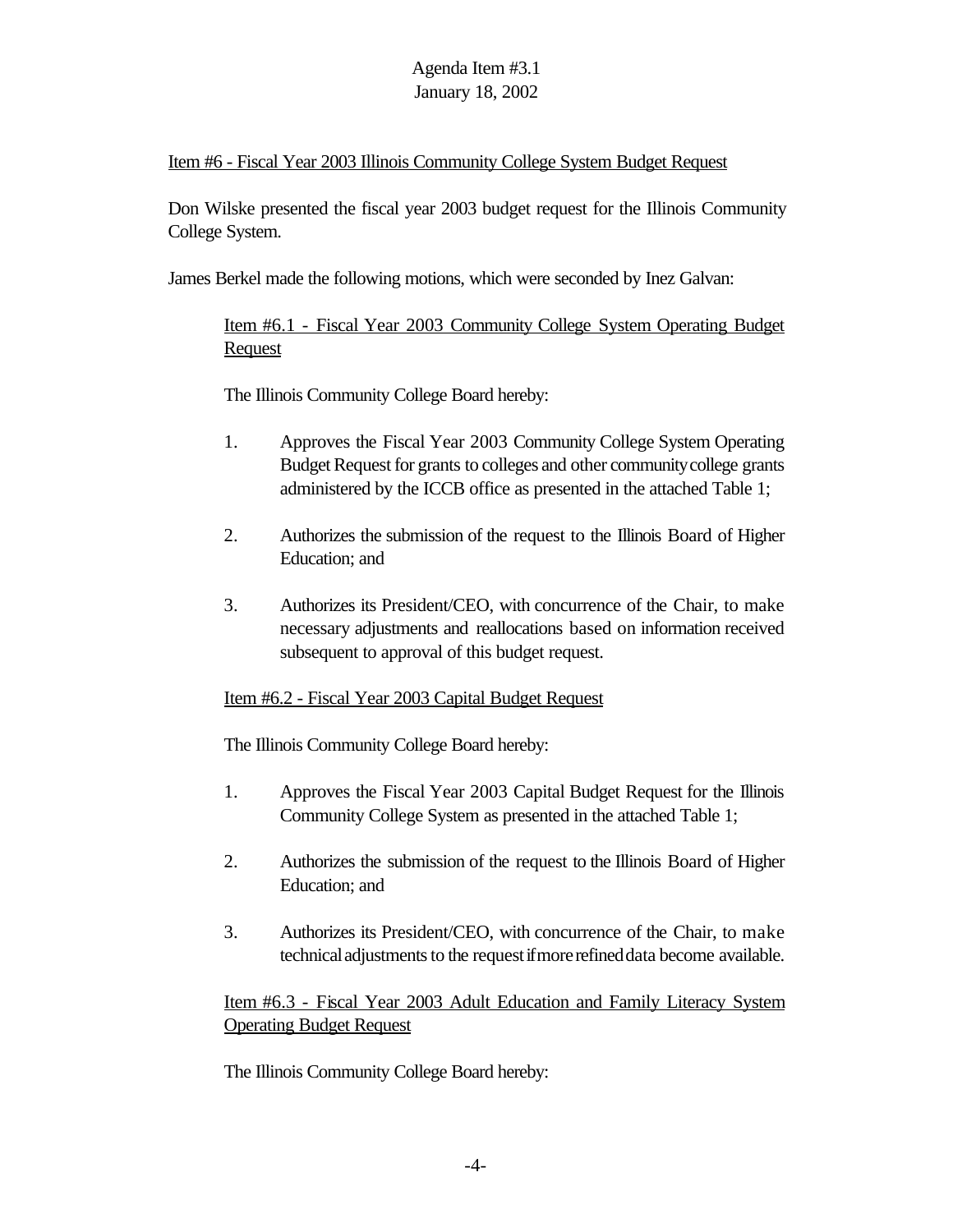Agenda Item #3.1
January 18, 2002

Item #6 - Fiscal Year 2003 Illinois Community College System Budget Request

Don Wilske presented the fiscal year 2003 budget request for the Illinois Community College System.

James Berkel made the following motions, which were seconded by Inez Galvan:

> Item #6.1 - Fiscal Year 2003 Community College System Operating Budget Request
>
> The Illinois Community College Board hereby:
>
> 1. Approves the Fiscal Year 2003 Community College System Operating Budget Request for grants to colleges and other community college grants administered by the ICCB office as presented in the attached Table 1;
>
> 2. Authorizes the submission of the request to the Illinois Board of Higher Education; and
>
> 3. Authorizes its President/CEO, with concurrence of the Chair, to make necessary adjustments and reallocations based on information received subsequent to approval of this budget request.
>
> Item #6.2 - Fiscal Year 2003 Capital Budget Request
>
> The Illinois Community College Board hereby:
>
> 1. Approves the Fiscal Year 2003 Capital Budget Request for the Illinois Community College System as presented in the attached Table 1;
>
> 2. Authorizes the submission of the request to the Illinois Board of Higher Education; and
>
> 3. Authorizes its President/CEO, with concurrence of the Chair, to make technical adjustments to the request if more refined data become available.
>
> Item #6.3 - Fiscal Year 2003 Adult Education and Family Literacy System Operating Budget Request
>
> The Illinois Community College Board hereby: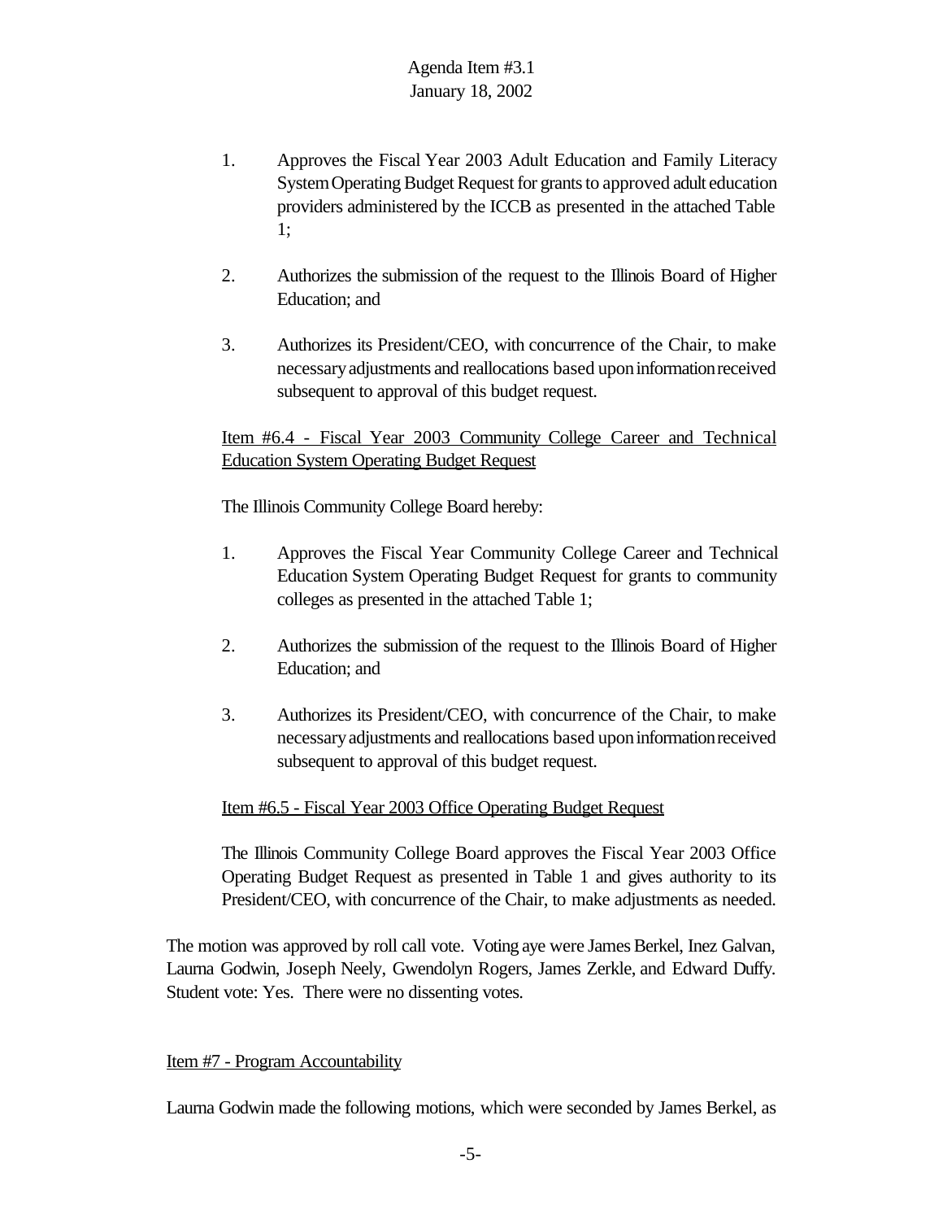1. Approves the Fiscal Year 2003 Adult Education and Family Literacy System Operating Budget Request for grants to approved adult education providers administered by the ICCB as presented in the attached Table 1;

2. Authorizes the submission of the request to the Illinois Board of Higher Education; and

3. Authorizes its President/CEO, with concurrence of the Chair, to make necessary adjustments and reallocations based upon information received subsequent to approval of this budget request.

Item #6.4 - Fiscal Year 2003 Community College Career and Technical Education System Operating Budget Request

The Illinois Community College Board hereby:

1. Approves the Fiscal Year Community College Career and Technical Education System Operating Budget Request for grants to community colleges as presented in the attached Table 1;

2. Authorizes the submission of the request to the Illinois Board of Higher Education; and

3. Authorizes its President/CEO, with concurrence of the Chair, to make necessary adjustments and reallocations based upon information received subsequent to approval of this budget request.

Item #6.5 - Fiscal Year 2003 Office Operating Budget Request

The Illinois Community College Board approves the Fiscal Year 2003 Office Operating Budget Request as presented in Table 1 and gives authority to its President/CEO, with concurrence of the Chair, to make adjustments as needed.

The motion was approved by roll call vote. Voting aye were James Berkel, Inez Galvan, Laurna Godwin, Joseph Neely, Gwendolyn Rogers, James Zerkle, and Edward Duffy. Student vote: Yes. There were no dissenting votes.

Item #7 - Program Accountability

Laurna Godwin made the following motions, which were seconded by James Berkel, as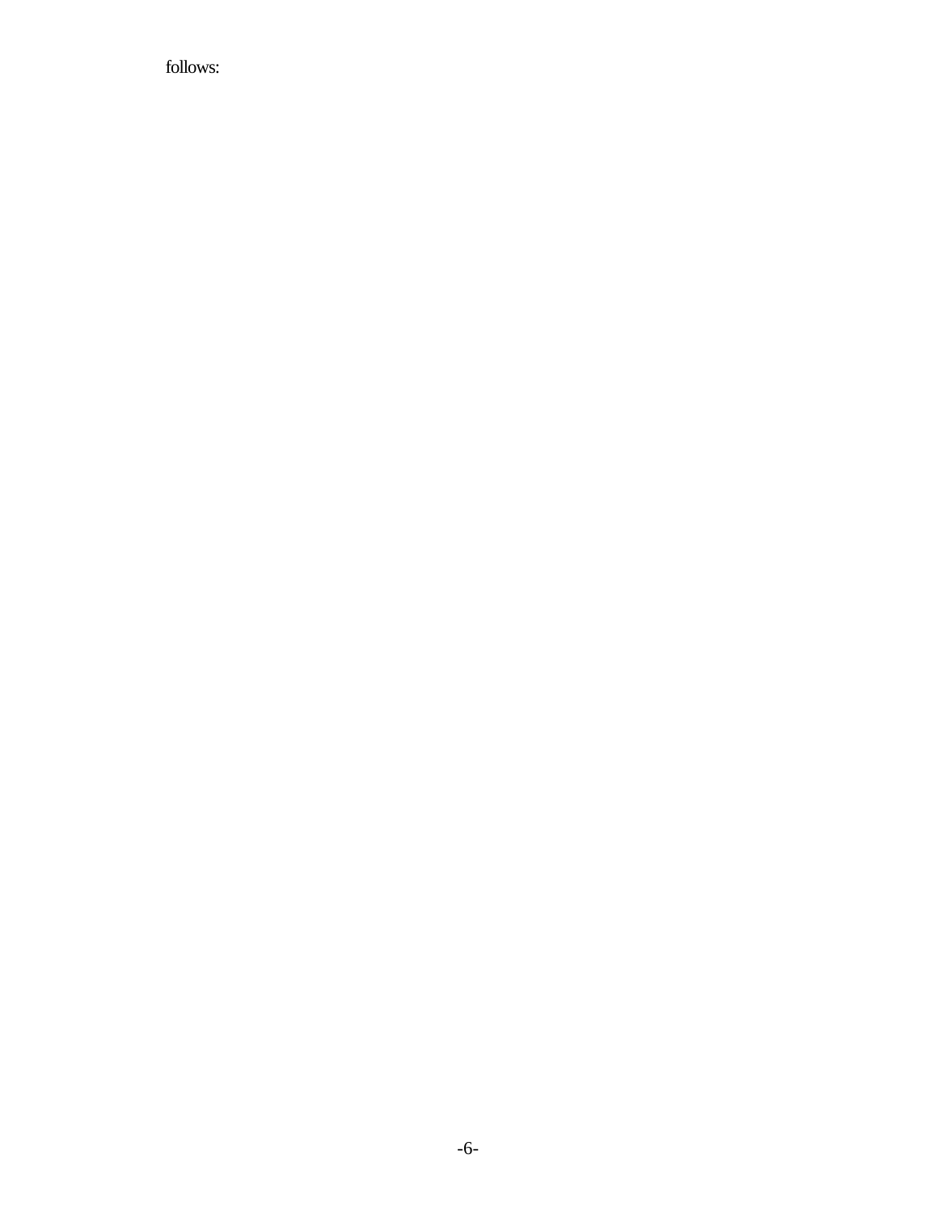follows: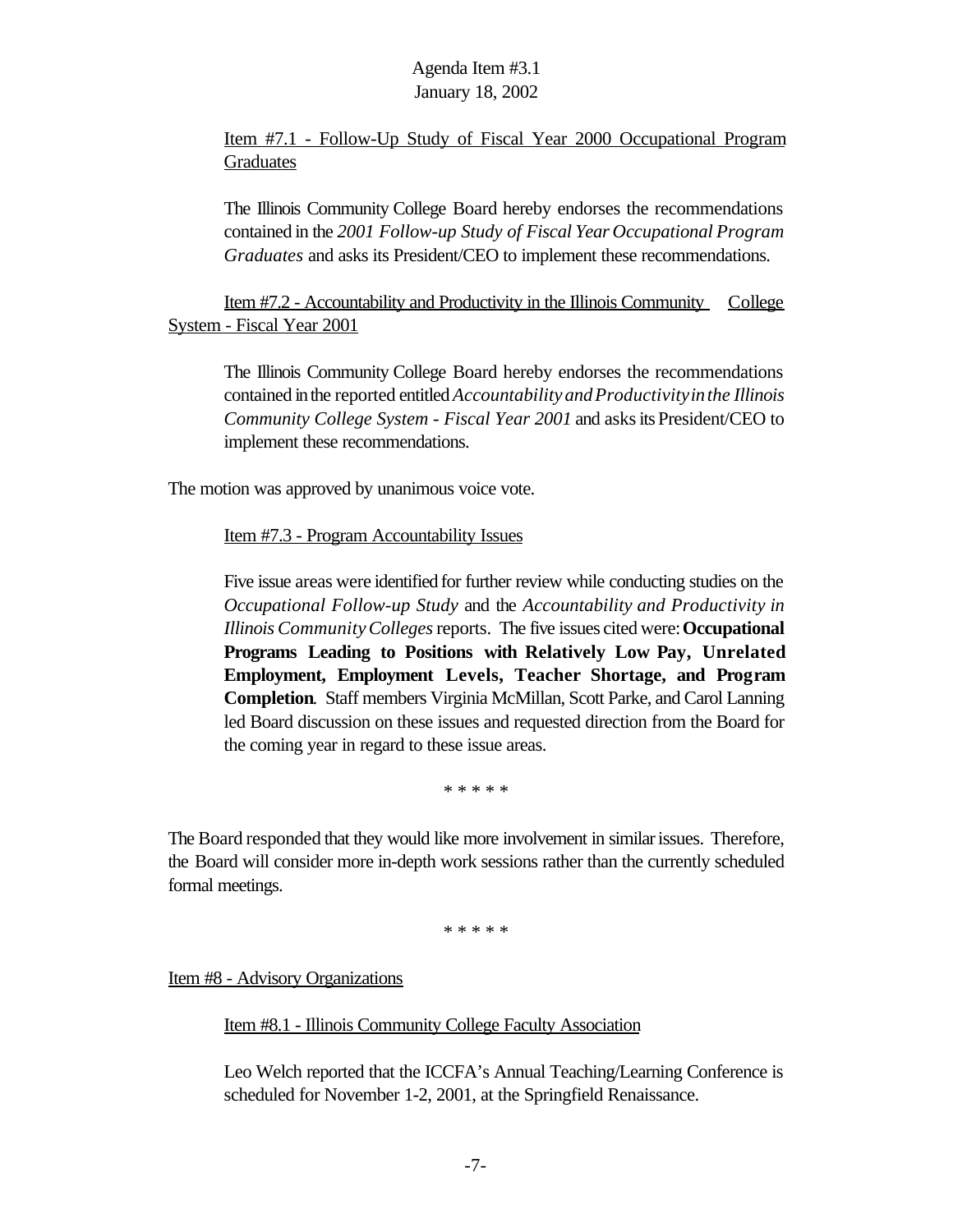Item #7.1 - Follow-Up Study of Fiscal Year 2000 Occupational Program Graduates

The Illinois Community College Board hereby endorses the recommendations contained in the *2001 Follow-up Study of Fiscal Year Occupational Program Graduates* and asks its President/CEO to implement these recommendations.

Item #7.2 - Accountability and Productivity in the Illinois Community College System - Fiscal Year 2001

The Illinois Community College Board hereby endorses the recommendations contained in the reported entitled *Accountability and Productivity in the Illinois Community College System - Fiscal Year 2001* and asks its President/CEO to implement these recommendations.

The motion was approved by unanimous voice vote.

Item #7.3 - Program Accountability Issues

Five issue areas were identified for further review while conducting studies on the *Occupational Follow-up Study* and the *Accountability and Productivity in Illinois Community Colleges* reports. The five issues cited were: **Occupational Programs Leading to Positions with Relatively Low Pay, Unrelated Employment, Employment Levels, Teacher Shortage, and Program Completion**. Staff members Virginia McMillan, Scott Parke, and Carol Lanning led Board discussion on these issues and requested direction from the Board for the coming year in regard to these issue areas.

\* \* \* \* \*

The Board responded that they would like more involvement in similar issues. Therefore, the Board will consider more in-depth work sessions rather than the currently scheduled formal meetings.

\* \* \* \* \*

Item #8 - Advisory Organizations

Item #8.1 - Illinois Community College Faculty Association

Leo Welch reported that the ICCFA's Annual Teaching/Learning Conference is scheduled for November 1-2, 2001, at the Springfield Renaissance.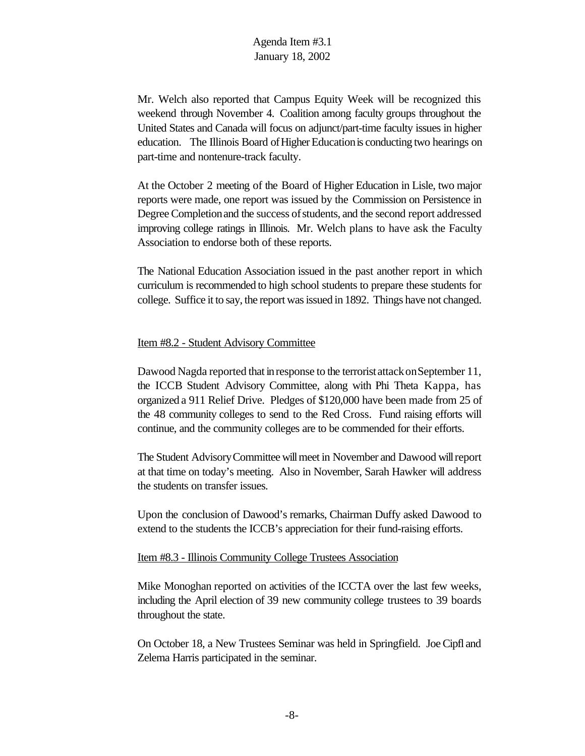Mr. Welch also reported that Campus Equity Week will be recognized this weekend through November 4. Coalition among faculty groups throughout the United States and Canada will focus on adjunct/part-time faculty issues in higher education. The Illinois Board of Higher Education is conducting two hearings on part-time and nontenure-track faculty.

At the October 2 meeting of the Board of Higher Education in Lisle, two major reports were made, one report was issued by the Commission on Persistence in Degree Completion and the success of students, and the second report addressed improving college ratings in Illinois. Mr. Welch plans to have ask the Faculty Association to endorse both of these reports.

The National Education Association issued in the past another report in which curriculum is recommended to high school students to prepare these students for college. Suffice it to say, the report was issued in 1892. Things have not changed.

Item #8.2 - Student Advisory Committee

Dawood Nagda reported that in response to the terrorist attack on September 11, the ICCB Student Advisory Committee, along with Phi Theta Kappa, has organized a 911 Relief Drive. Pledges of $120,000 have been made from 25 of the 48 community colleges to send to the Red Cross. Fund raising efforts will continue, and the community colleges are to be commended for their efforts.

The Student Advisory Committee will meet in November and Dawood will report at that time on today's meeting. Also in November, Sarah Hawker will address the students on transfer issues.

Upon the conclusion of Dawood's remarks, Chairman Duffy asked Dawood to extend to the students the ICCB's appreciation for their fund-raising efforts.

Item #8.3 - Illinois Community College Trustees Association

Mike Monoghan reported on activities of the ICCTA over the last few weeks, including the April election of 39 new community college trustees to 39 boards throughout the state.

On October 18, a New Trustees Seminar was held in Springfield. Joe Cipfl and Zelema Harris participated in the seminar.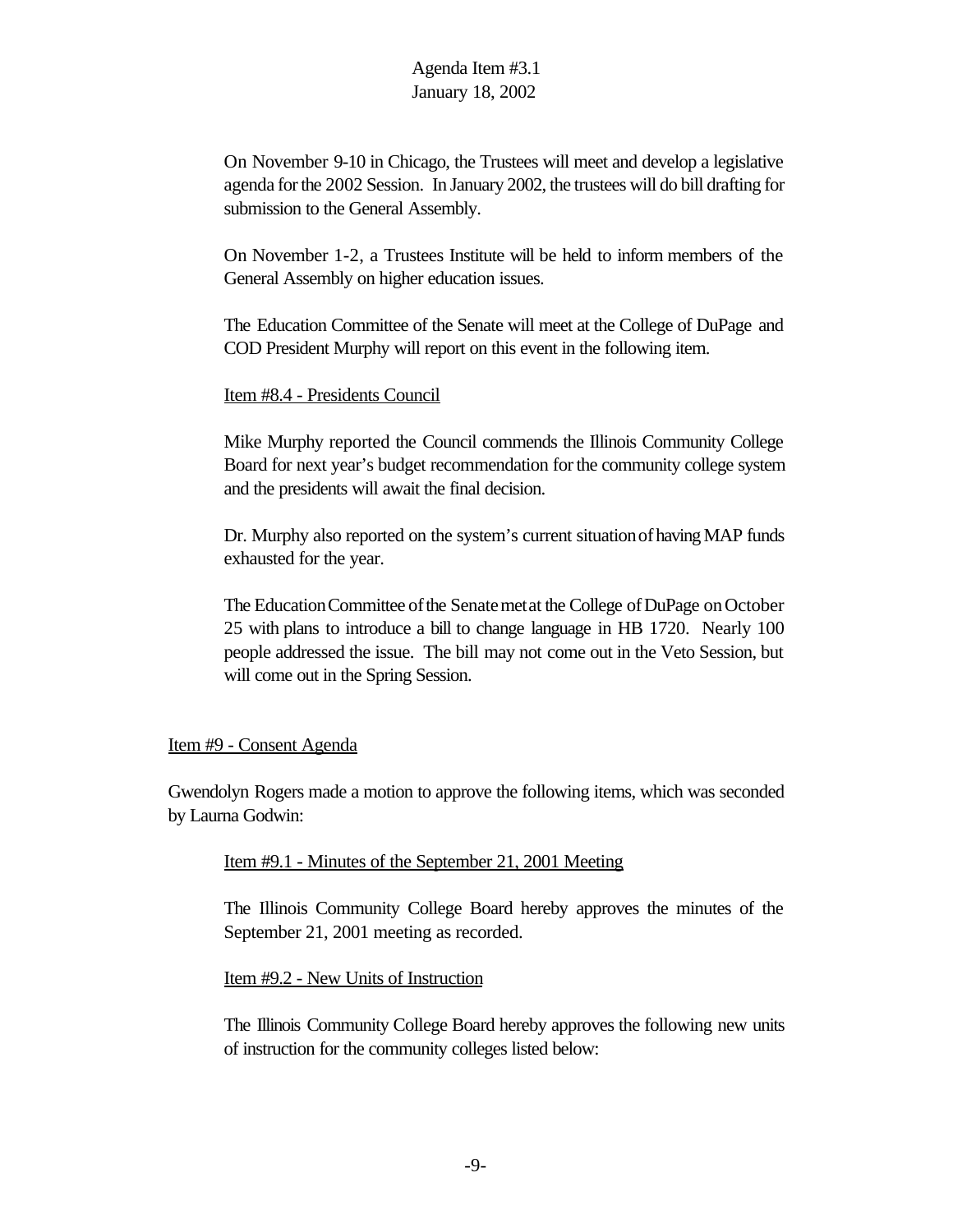On November 9-10 in Chicago, the Trustees will meet and develop a legislative agenda for the 2002 Session. In January 2002, the trustees will do bill drafting for submission to the General Assembly.

On November 1-2, a Trustees Institute will be held to inform members of the General Assembly on higher education issues.

The Education Committee of the Senate will meet at the College of DuPage and COD President Murphy will report on this event in the following item.

Item #8.4 - Presidents Council

Mike Murphy reported the Council commends the Illinois Community College Board for next year's budget recommendation for the community college system and the presidents will await the final decision.

Dr. Murphy also reported on the system's current situation of having MAP funds exhausted for the year.

The Education Committee of the Senate met at the College of DuPage on October 25 with plans to introduce a bill to change language in HB 1720. Nearly 100 people addressed the issue. The bill may not come out in the Veto Session, but will come out in the Spring Session.

Item #9 - Consent Agenda

Gwendolyn Rogers made a motion to approve the following items, which was seconded by Laurna Godwin:

Item #9.1 - Minutes of the September 21, 2001 Meeting

The Illinois Community College Board hereby approves the minutes of the September 21, 2001 meeting as recorded.

Item #9.2 - New Units of Instruction

The Illinois Community College Board hereby approves the following new units of instruction for the community colleges listed below: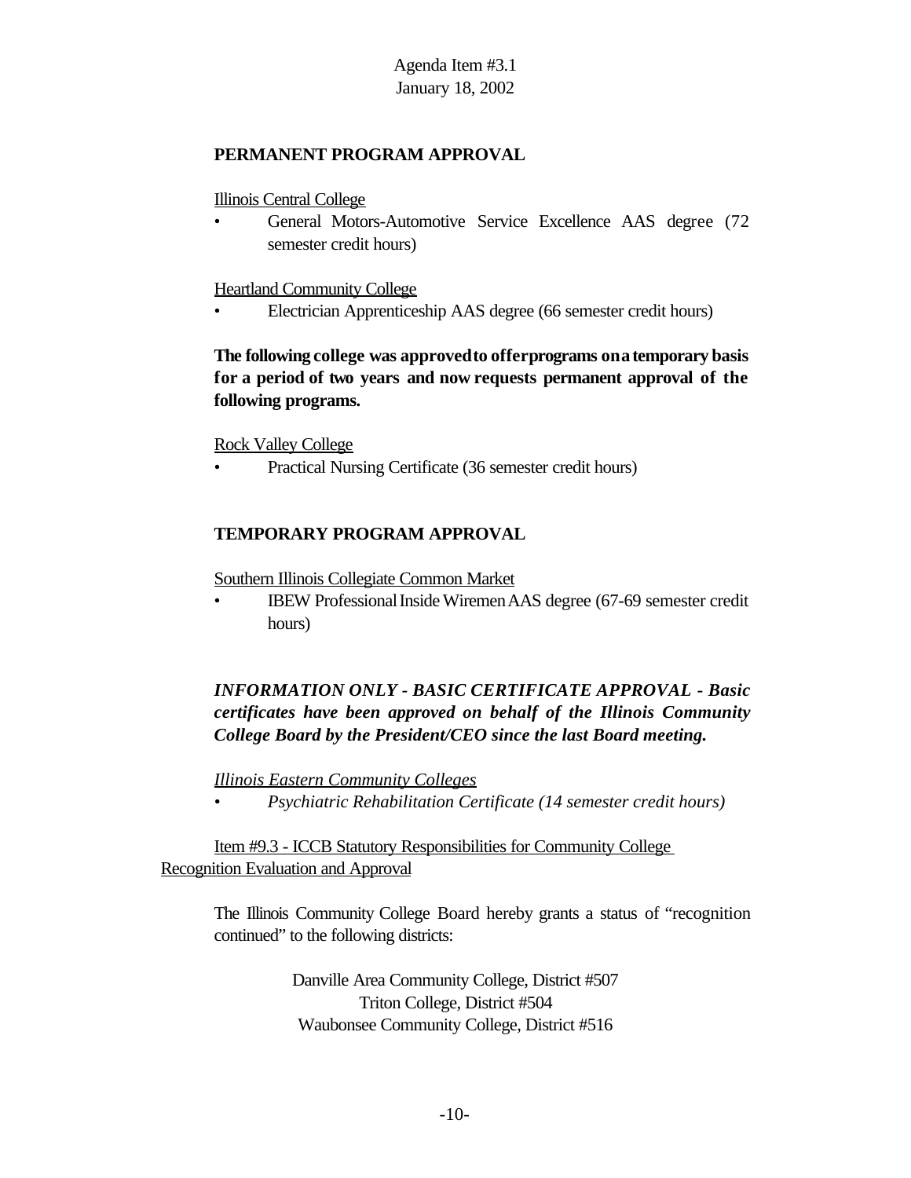Agenda Item #3.1
January 18, 2002

**PERMANENT PROGRAM APPROVAL**

Illinois Central College

- General Motors-Automotive Service Excellence AAS degree (72 semester credit hours)

Heartland Community College

- Electrician Apprenticeship AAS degree (66 semester credit hours)

**The following college was approved to offer programs on a temporary basis for a period of two years and now requests permanent approval of the following programs.**

Rock Valley College

- Practical Nursing Certificate (36 semester credit hours)

**TEMPORARY PROGRAM APPROVAL**

Southern Illinois Collegiate Common Market

- IBEW Professional Inside Wiremen AAS degree (67-69 semester credit hours)

***INFORMATION ONLY - BASIC CERTIFICATE APPROVAL - Basic certificates have been approved on behalf of the Illinois Community College Board by the President/CEO since the last Board meeting.***

*Illinois Eastern Community Colleges*

- *Psychiatric Rehabilitation Certificate (14 semester credit hours)*

Item #9.3 - ICCB Statutory Responsibilities for Community College Recognition Evaluation and Approval

The Illinois Community College Board hereby grants a status of "recognition continued" to the following districts:

Danville Area Community College, District #507
Triton College, District #504
Waubonsee Community College, District #516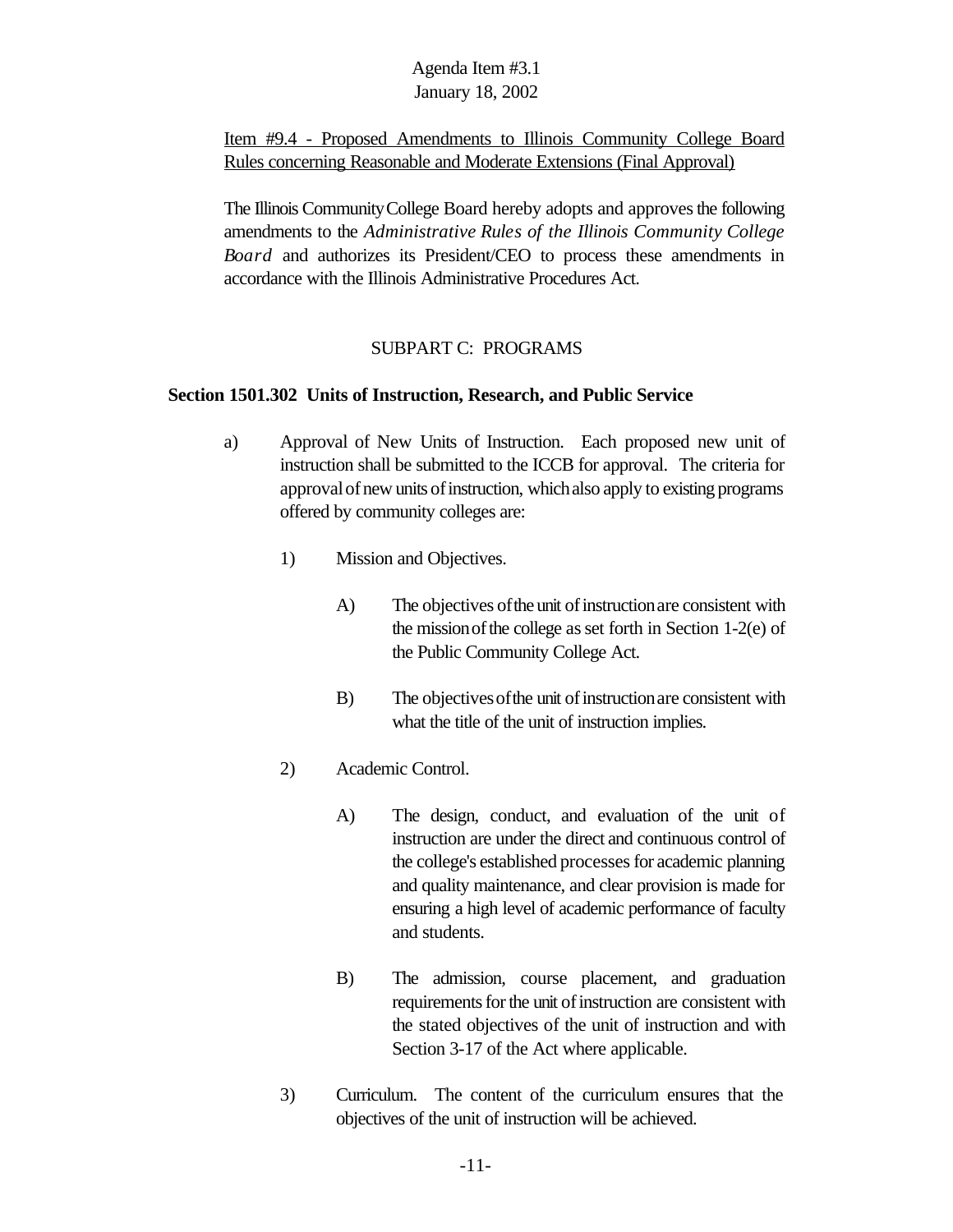Agenda Item #3.1
January 18, 2002

Item #9.4 - Proposed Amendments to Illinois Community College Board Rules concerning Reasonable and Moderate Extensions (Final Approval)

The Illinois Community College Board hereby adopts and approves the following amendments to the *Administrative Rules of the Illinois Community College Board* and authorizes its President/CEO to process these amendments in accordance with the Illinois Administrative Procedures Act.

SUBPART C: PROGRAMS

**Section 1501.302 Units of Instruction, Research, and Public Service**

a) Approval of New Units of Instruction. Each proposed new unit of instruction shall be submitted to the ICCB for approval. The criteria for approval of new units of instruction, which also apply to existing programs offered by community colleges are:

1) Mission and Objectives.

A) The objectives of the unit of instruction are consistent with the mission of the college as set forth in Section 1-2(e) of the Public Community College Act.

B) The objectives of the unit of instruction are consistent with what the title of the unit of instruction implies.

2) Academic Control.

A) The design, conduct, and evaluation of the unit of instruction are under the direct and continuous control of the college's established processes for academic planning and quality maintenance, and clear provision is made for ensuring a high level of academic performance of faculty and students.

B) The admission, course placement, and graduation requirements for the unit of instruction are consistent with the stated objectives of the unit of instruction and with Section 3-17 of the Act where applicable.

3) Curriculum. The content of the curriculum ensures that the objectives of the unit of instruction will be achieved.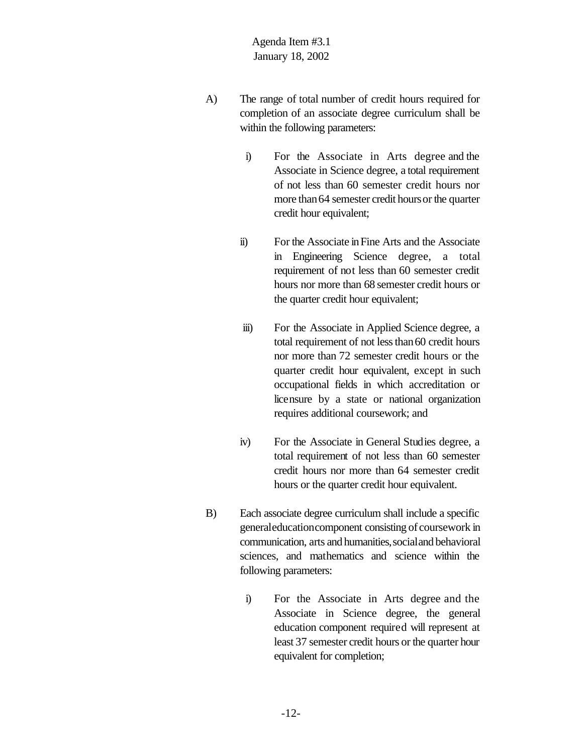A) The range of total number of credit hours required for completion of an associate degree curriculum shall be within the following parameters:

   i) For the Associate in Arts degree and the Associate in Science degree, a total requirement of not less than 60 semester credit hours nor more than 64 semester credit hours or the quarter credit hour equivalent;

   ii) For the Associate in Fine Arts and the Associate in Engineering Science degree, a total requirement of not less than 60 semester credit hours nor more than 68 semester credit hours or the quarter credit hour equivalent;

   iii) For the Associate in Applied Science degree, a total requirement of not less than 60 credit hours nor more than 72 semester credit hours or the quarter credit hour equivalent, except in such occupational fields in which accreditation or licensure by a state or national organization requires additional coursework; and

   iv) For the Associate in General Studies degree, a total requirement of not less than 60 semester credit hours nor more than 64 semester credit hours or the quarter credit hour equivalent.

B) Each associate degree curriculum shall include a specific general education component consisting of coursework in communication, arts and humanities, social and behavioral sciences, and mathematics and science within the following parameters:

   i) For the Associate in Arts degree and the Associate in Science degree, the general education component required will represent at least 37 semester credit hours or the quarter hour equivalent for completion;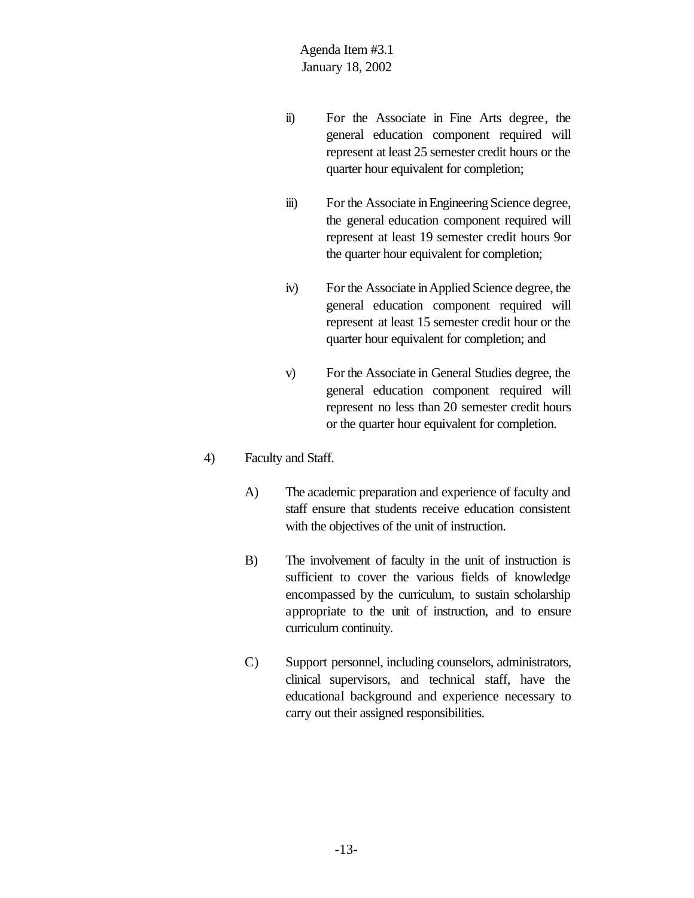ii) For the Associate in Fine Arts degree, the general education component required will represent at least 25 semester credit hours or the quarter hour equivalent for completion;

iii) For the Associate in Engineering Science degree, the general education component required will represent at least 19 semester credit hours 9or the quarter hour equivalent for completion;

iv) For the Associate in Applied Science degree, the general education component required will represent at least 15 semester credit hour or the quarter hour equivalent for completion; and

v) For the Associate in General Studies degree, the general education component required will represent no less than 20 semester credit hours or the quarter hour equivalent for completion.

4) Faculty and Staff.

A) The academic preparation and experience of faculty and staff ensure that students receive education consistent with the objectives of the unit of instruction.

B) The involvement of faculty in the unit of instruction is sufficient to cover the various fields of knowledge encompassed by the curriculum, to sustain scholarship appropriate to the unit of instruction, and to ensure curriculum continuity.

C) Support personnel, including counselors, administrators, clinical supervisors, and technical staff, have the educational background and experience necessary to carry out their assigned responsibilities.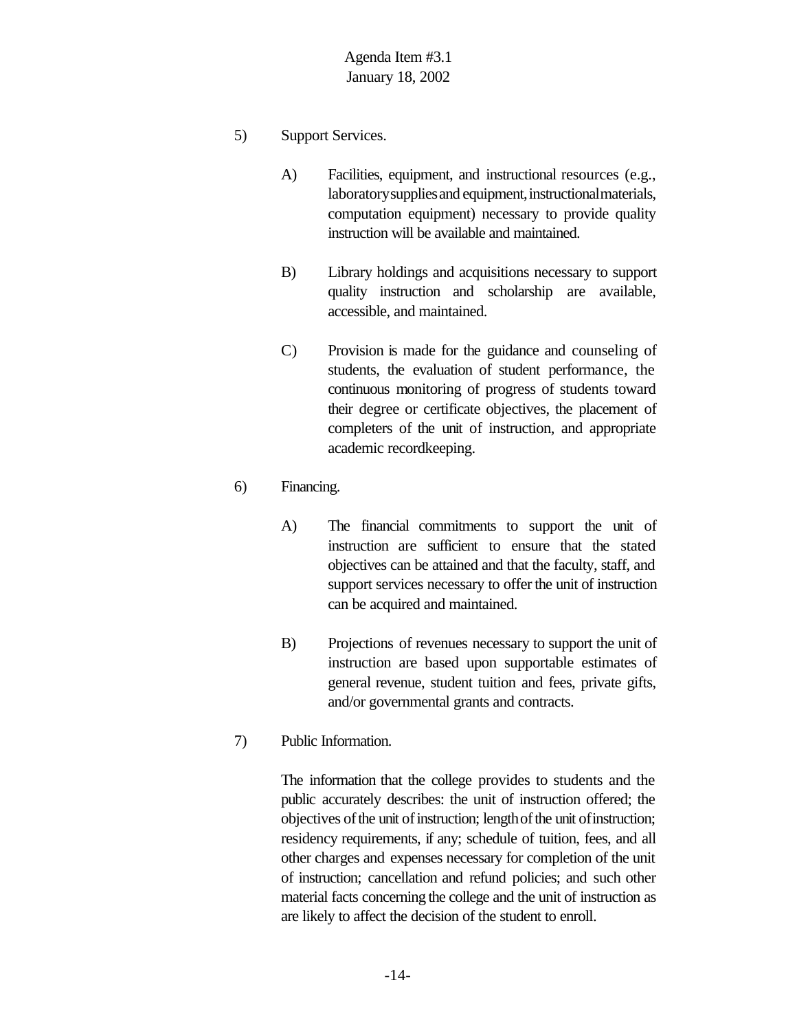5) Support Services.

   A) Facilities, equipment, and instructional resources (e.g., laboratory supplies and equipment, instructional materials, computation equipment) necessary to provide quality instruction will be available and maintained.

   B) Library holdings and acquisitions necessary to support quality instruction and scholarship are available, accessible, and maintained.

   C) Provision is made for the guidance and counseling of students, the evaluation of student performance, the continuous monitoring of progress of students toward their degree or certificate objectives, the placement of completers of the unit of instruction, and appropriate academic recordkeeping.

6) Financing.

   A) The financial commitments to support the unit of instruction are sufficient to ensure that the stated objectives can be attained and that the faculty, staff, and support services necessary to offer the unit of instruction can be acquired and maintained.

   B) Projections of revenues necessary to support the unit of instruction are based upon supportable estimates of general revenue, student tuition and fees, private gifts, and/or governmental grants and contracts.

7) Public Information.

   The information that the college provides to students and the public accurately describes: the unit of instruction offered; the objectives of the unit of instruction; length of the unit of instruction; residency requirements, if any; schedule of tuition, fees, and all other charges and expenses necessary for completion of the unit of instruction; cancellation and refund policies; and such other material facts concerning the college and the unit of instruction as are likely to affect the decision of the student to enroll.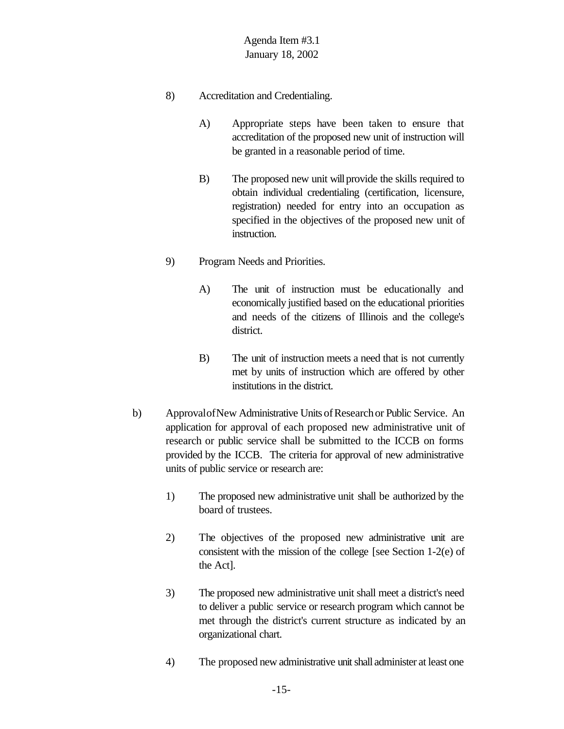8) Accreditation and Credentialing.

   A) Appropriate steps have been taken to ensure that accreditation of the proposed new unit of instruction will be granted in a reasonable period of time.

   B) The proposed new unit will provide the skills required to obtain individual credentialing (certification, licensure, registration) needed for entry into an occupation as specified in the objectives of the proposed new unit of instruction.

9) Program Needs and Priorities.

   A) The unit of instruction must be educationally and economically justified based on the educational priorities and needs of the citizens of Illinois and the college's district.

   B) The unit of instruction meets a need that is not currently met by units of instruction which are offered by other institutions in the district.

b) Approval of New Administrative Units of Research or Public Service. An application for approval of each proposed new administrative unit of research or public service shall be submitted to the ICCB on forms provided by the ICCB. The criteria for approval of new administrative units of public service or research are:

   1) The proposed new administrative unit shall be authorized by the board of trustees.

   2) The objectives of the proposed new administrative unit are consistent with the mission of the college [see Section 1-2(e) of the Act].

   3) The proposed new administrative unit shall meet a district's need to deliver a public service or research program which cannot be met through the district's current structure as indicated by an organizational chart.

   4) The proposed new administrative unit shall administer at least one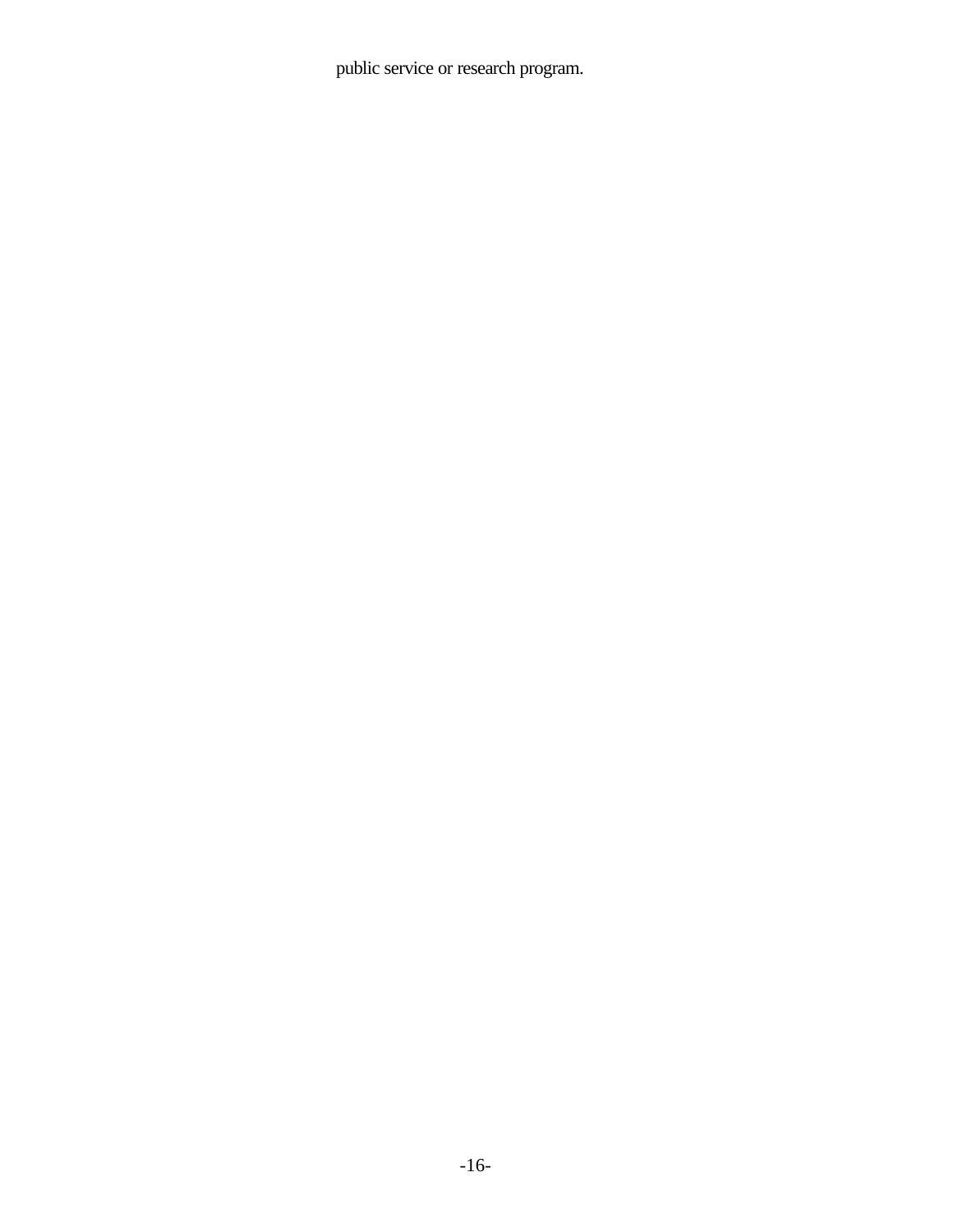public service or research program.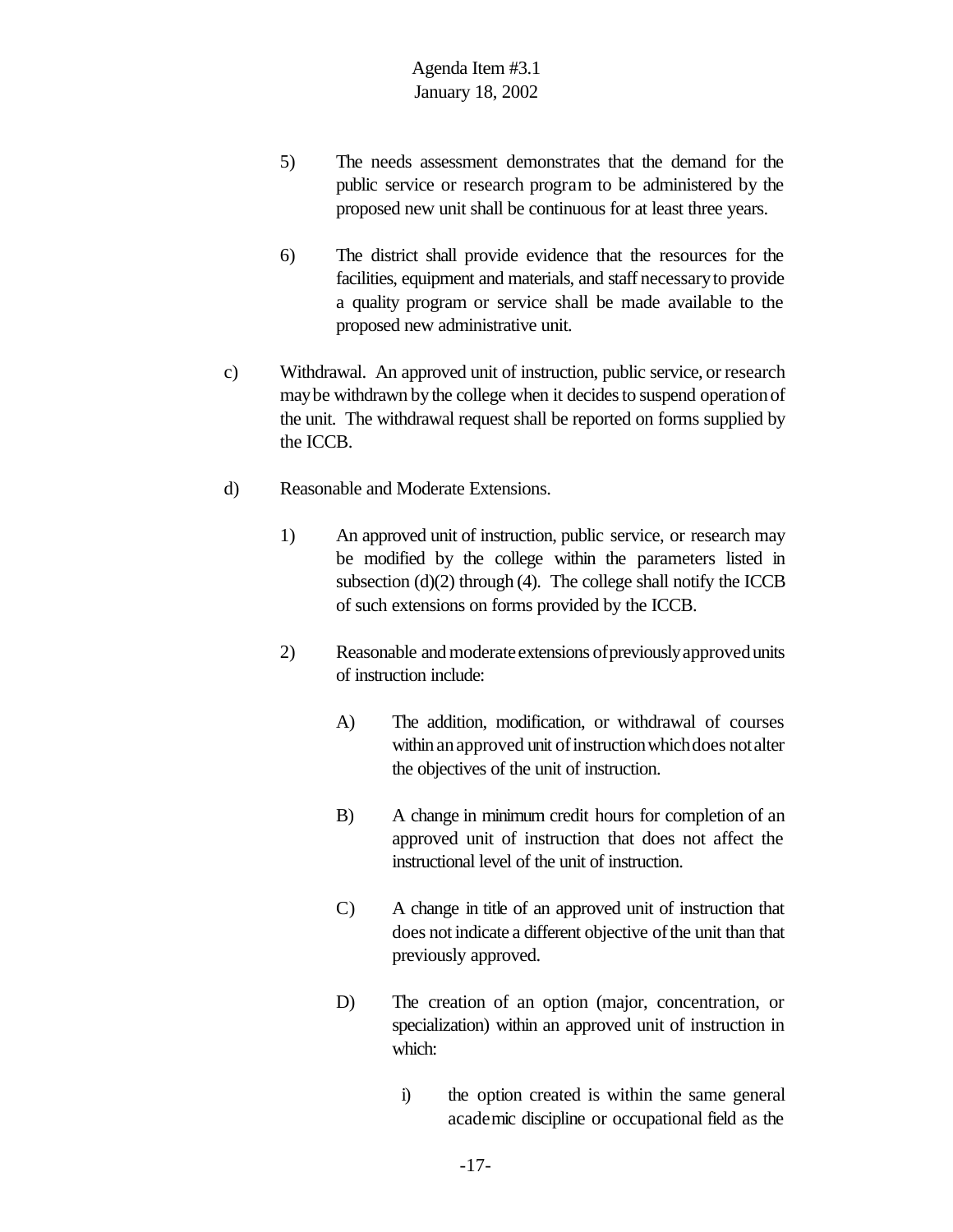5) The needs assessment demonstrates that the demand for the public service or research program to be administered by the proposed new unit shall be continuous for at least three years.

6) The district shall provide evidence that the resources for the facilities, equipment and materials, and staff necessary to provide a quality program or service shall be made available to the proposed new administrative unit.

c) Withdrawal. An approved unit of instruction, public service, or research may be withdrawn by the college when it decides to suspend operation of the unit. The withdrawal request shall be reported on forms supplied by the ICCB.

d) Reasonable and Moderate Extensions.

1) An approved unit of instruction, public service, or research may be modified by the college within the parameters listed in subsection (d)(2) through (4). The college shall notify the ICCB of such extensions on forms provided by the ICCB.

2) Reasonable and moderate extensions of previously approved units of instruction include:

A) The addition, modification, or withdrawal of courses within an approved unit of instruction which does not alter the objectives of the unit of instruction.

B) A change in minimum credit hours for completion of an approved unit of instruction that does not affect the instructional level of the unit of instruction.

C) A change in title of an approved unit of instruction that does not indicate a different objective of the unit than that previously approved.

D) The creation of an option (major, concentration, or specialization) within an approved unit of instruction in which:

i) the option created is within the same general academic discipline or occupational field as the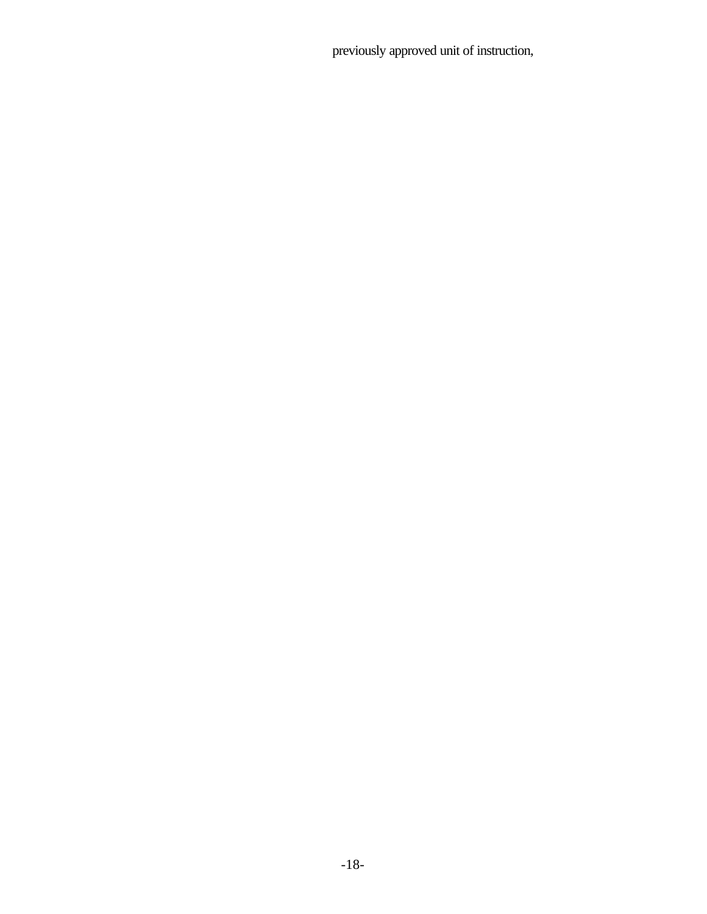previously approved unit of instruction,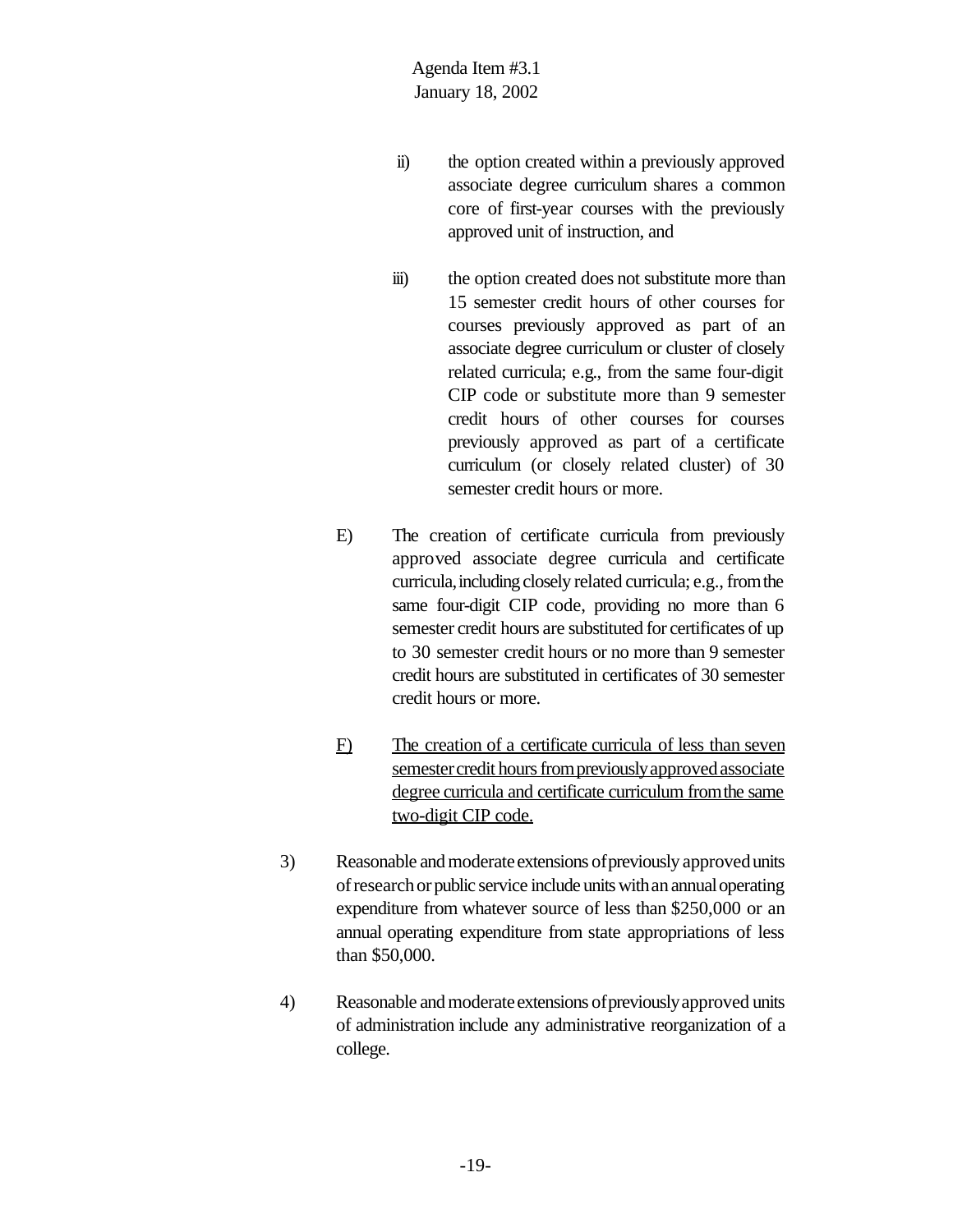ii) the option created within a previously approved associate degree curriculum shares a common core of first-year courses with the previously approved unit of instruction, and

iii) the option created does not substitute more than 15 semester credit hours of other courses for courses previously approved as part of an associate degree curriculum or cluster of closely related curricula; e.g., from the same four-digit CIP code or substitute more than 9 semester credit hours of other courses for courses previously approved as part of a certificate curriculum (or closely related cluster) of 30 semester credit hours or more.

E) The creation of certificate curricula from previously approved associate degree curricula and certificate curricula, including closely related curricula; e.g., from the same four-digit CIP code, providing no more than 6 semester credit hours are substituted for certificates of up to 30 semester credit hours or no more than 9 semester credit hours are substituted in certificates of 30 semester credit hours or more.

<u>F) The creation of a certificate curricula of less than seven semester credit hours from previously approved associate degree curricula and certificate curriculum from the same two-digit CIP code.</u>

3) Reasonable and moderate extensions of previously approved units of research or public service include units with an annual operating expenditure from whatever source of less than $250,000 or an annual operating expenditure from state appropriations of less than $50,000.

4) Reasonable and moderate extensions of previously approved units of administration include any administrative reorganization of a college.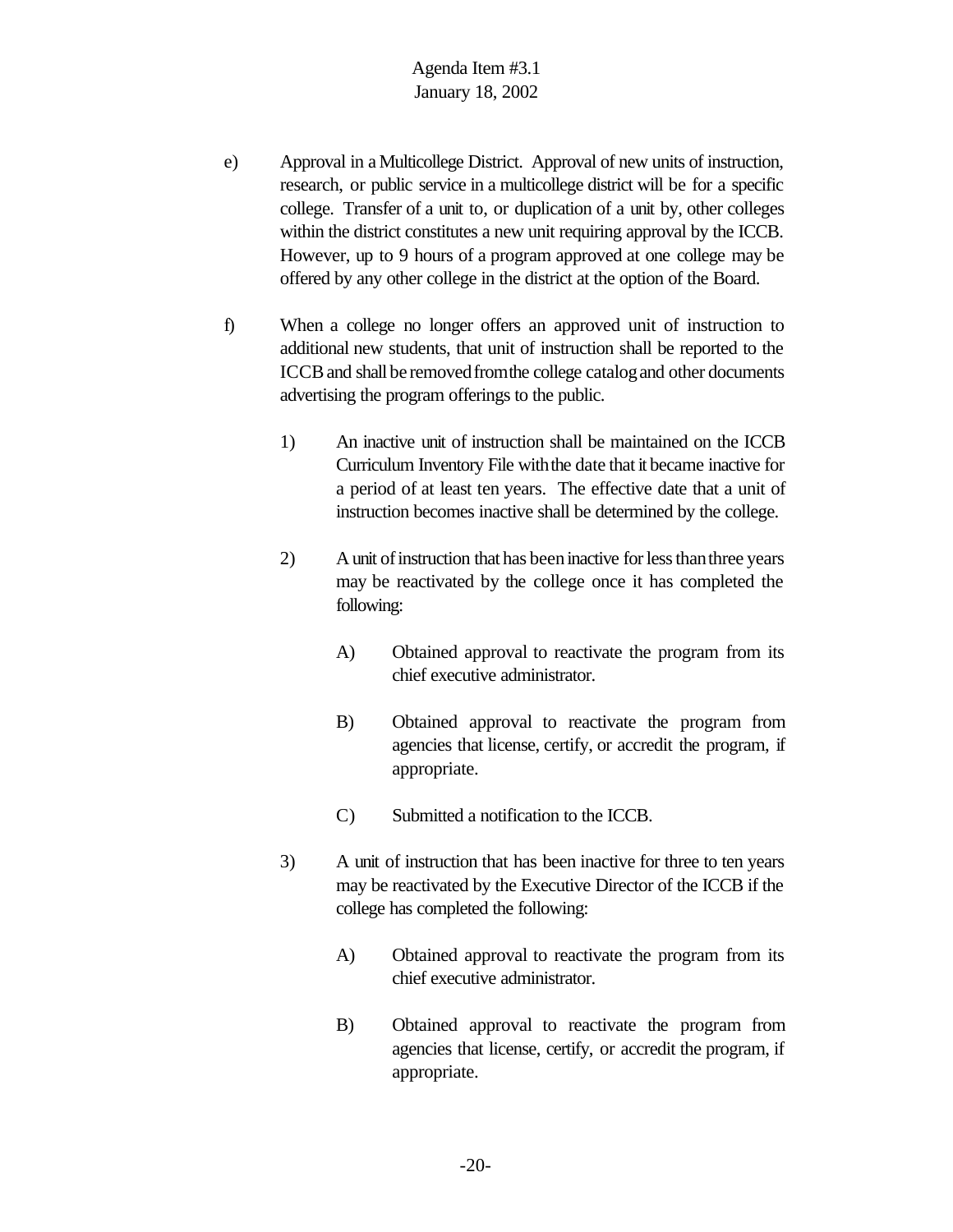e) Approval in a Multicollege District. Approval of new units of instruction, research, or public service in a multicollege district will be for a specific college. Transfer of a unit to, or duplication of a unit by, other colleges within the district constitutes a new unit requiring approval by the ICCB. However, up to 9 hours of a program approved at one college may be offered by any other college in the district at the option of the Board.

f) When a college no longer offers an approved unit of instruction to additional new students, that unit of instruction shall be reported to the ICCB and shall be removed from the college catalog and other documents advertising the program offerings to the public.

   1) An inactive unit of instruction shall be maintained on the ICCB Curriculum Inventory File with the date that it became inactive for a period of at least ten years. The effective date that a unit of instruction becomes inactive shall be determined by the college.

   2) A unit of instruction that has been inactive for less than three years may be reactivated by the college once it has completed the following:

      A) Obtained approval to reactivate the program from its chief executive administrator.

      B) Obtained approval to reactivate the program from agencies that license, certify, or accredit the program, if appropriate.

      C) Submitted a notification to the ICCB.

   3) A unit of instruction that has been inactive for three to ten years may be reactivated by the Executive Director of the ICCB if the college has completed the following:

      A) Obtained approval to reactivate the program from its chief executive administrator.

      B) Obtained approval to reactivate the program from agencies that license, certify, or accredit the program, if appropriate.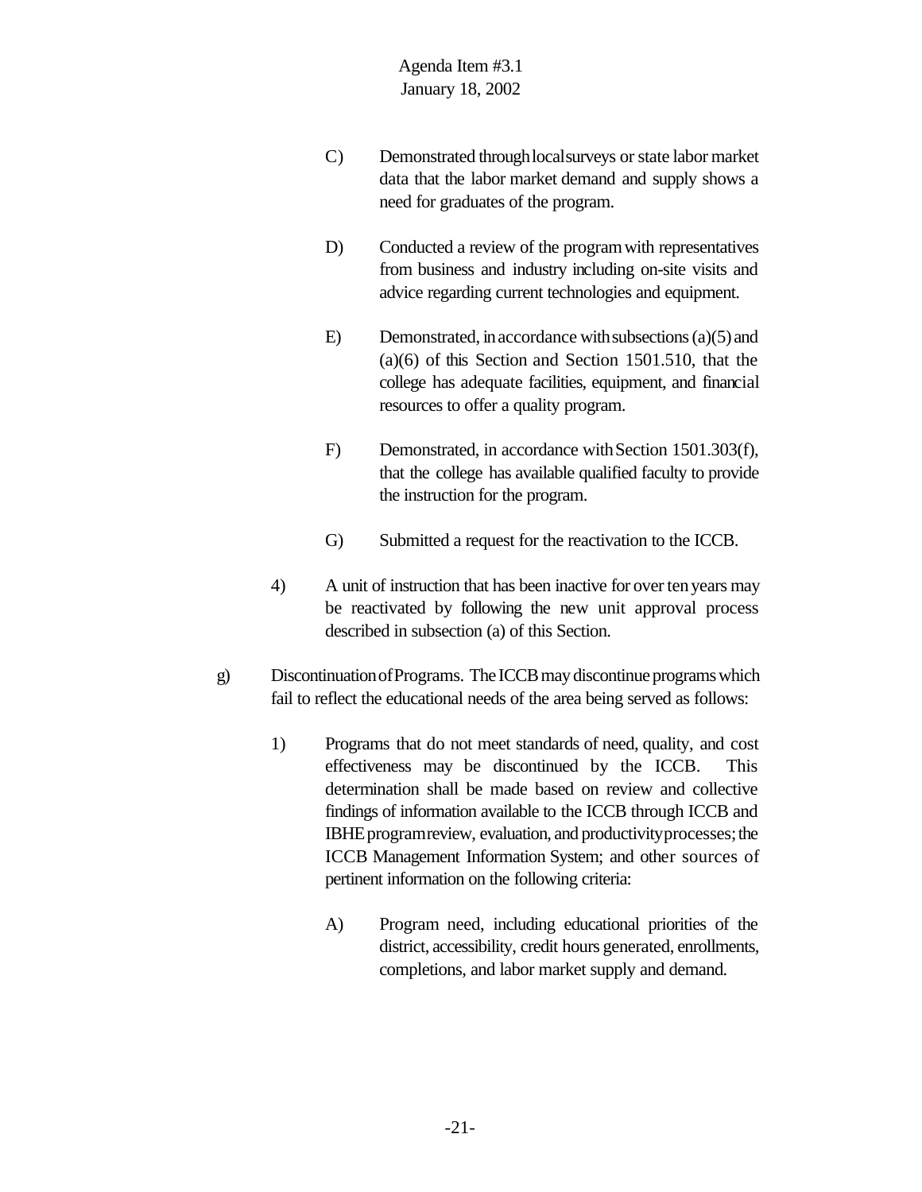C) Demonstrated through local surveys or state labor market data that the labor market demand and supply shows a need for graduates of the program.

D) Conducted a review of the program with representatives from business and industry including on-site visits and advice regarding current technologies and equipment.

E) Demonstrated, in accordance with subsections (a)(5) and (a)(6) of this Section and Section 1501.510, that the college has adequate facilities, equipment, and financial resources to offer a quality program.

F) Demonstrated, in accordance with Section 1501.303(f), that the college has available qualified faculty to provide the instruction for the program.

G) Submitted a request for the reactivation to the ICCB.

4) A unit of instruction that has been inactive for over ten years may be reactivated by following the new unit approval process described in subsection (a) of this Section.

g) Discontinuation of Programs. The ICCB may discontinue programs which fail to reflect the educational needs of the area being served as follows:

1) Programs that do not meet standards of need, quality, and cost effectiveness may be discontinued by the ICCB. This determination shall be made based on review and collective findings of information available to the ICCB through ICCB and IBHE program review, evaluation, and productivity processes; the ICCB Management Information System; and other sources of pertinent information on the following criteria:

A) Program need, including educational priorities of the district, accessibility, credit hours generated, enrollments, completions, and labor market supply and demand.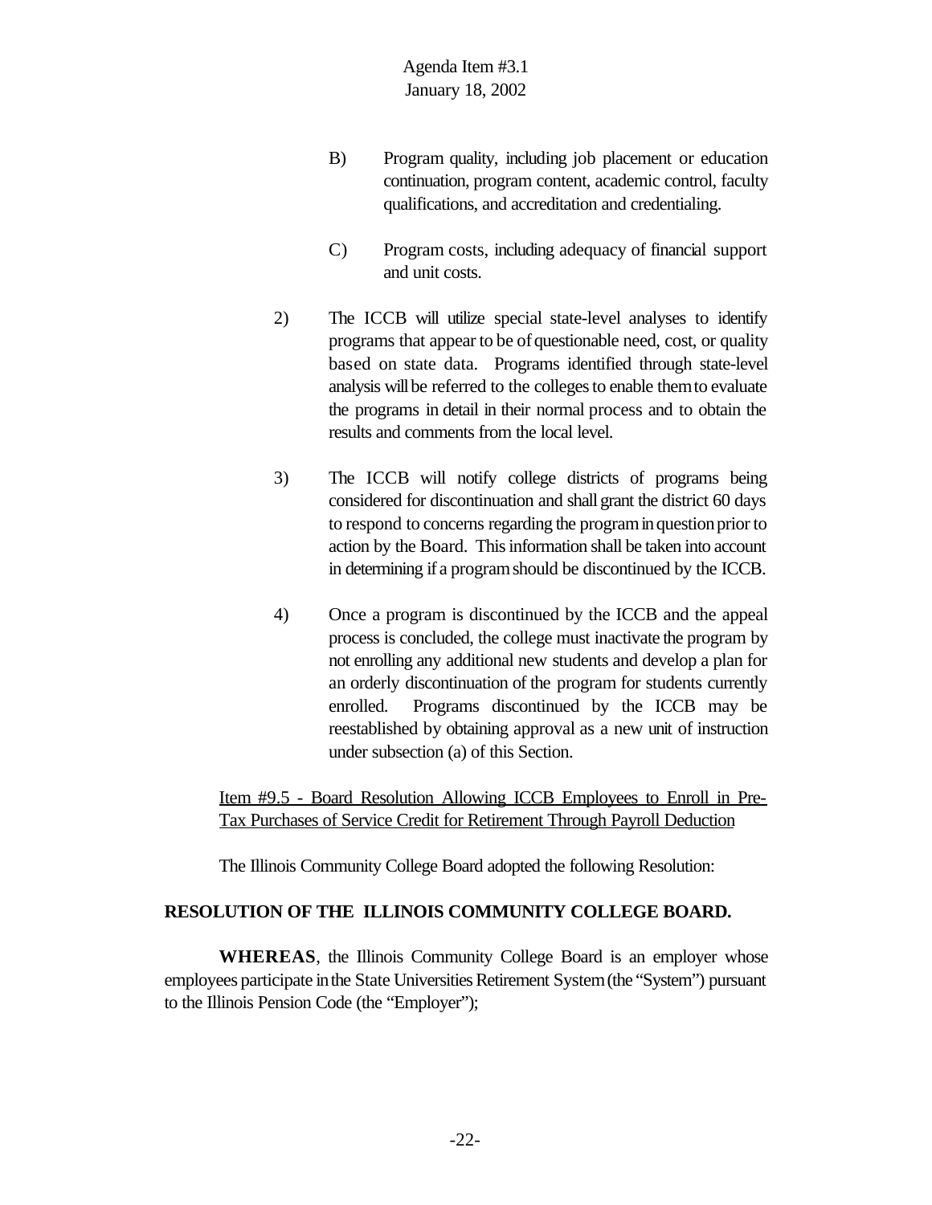B) Program quality, including job placement or education continuation, program content, academic control, faculty qualifications, and accreditation and credentialing.

C) Program costs, including adequacy of financial support and unit costs.

2) The ICCB will utilize special state-level analyses to identify programs that appear to be of questionable need, cost, or quality based on state data. Programs identified through state-level analysis will be referred to the colleges to enable them to evaluate the programs in detail in their normal process and to obtain the results and comments from the local level.

3) The ICCB will notify college districts of programs being considered for discontinuation and shall grant the district 60 days to respond to concerns regarding the program in question prior to action by the Board. This information shall be taken into account in determining if a program should be discontinued by the ICCB.

4) Once a program is discontinued by the ICCB and the appeal process is concluded, the college must inactivate the program by not enrolling any additional new students and develop a plan for an orderly discontinuation of the program for students currently enrolled. Programs discontinued by the ICCB may be reestablished by obtaining approval as a new unit of instruction under subsection (a) of this Section.

Item #9.5 - Board Resolution Allowing ICCB Employees to Enroll in Pre-Tax Purchases of Service Credit for Retirement Through Payroll Deduction

The Illinois Community College Board adopted the following Resolution:

**RESOLUTION OF THE ILLINOIS COMMUNITY COLLEGE BOARD.**

**WHEREAS**, the Illinois Community College Board is an employer whose employees participate in the State Universities Retirement System (the "System") pursuant to the Illinois Pension Code (the "Employer");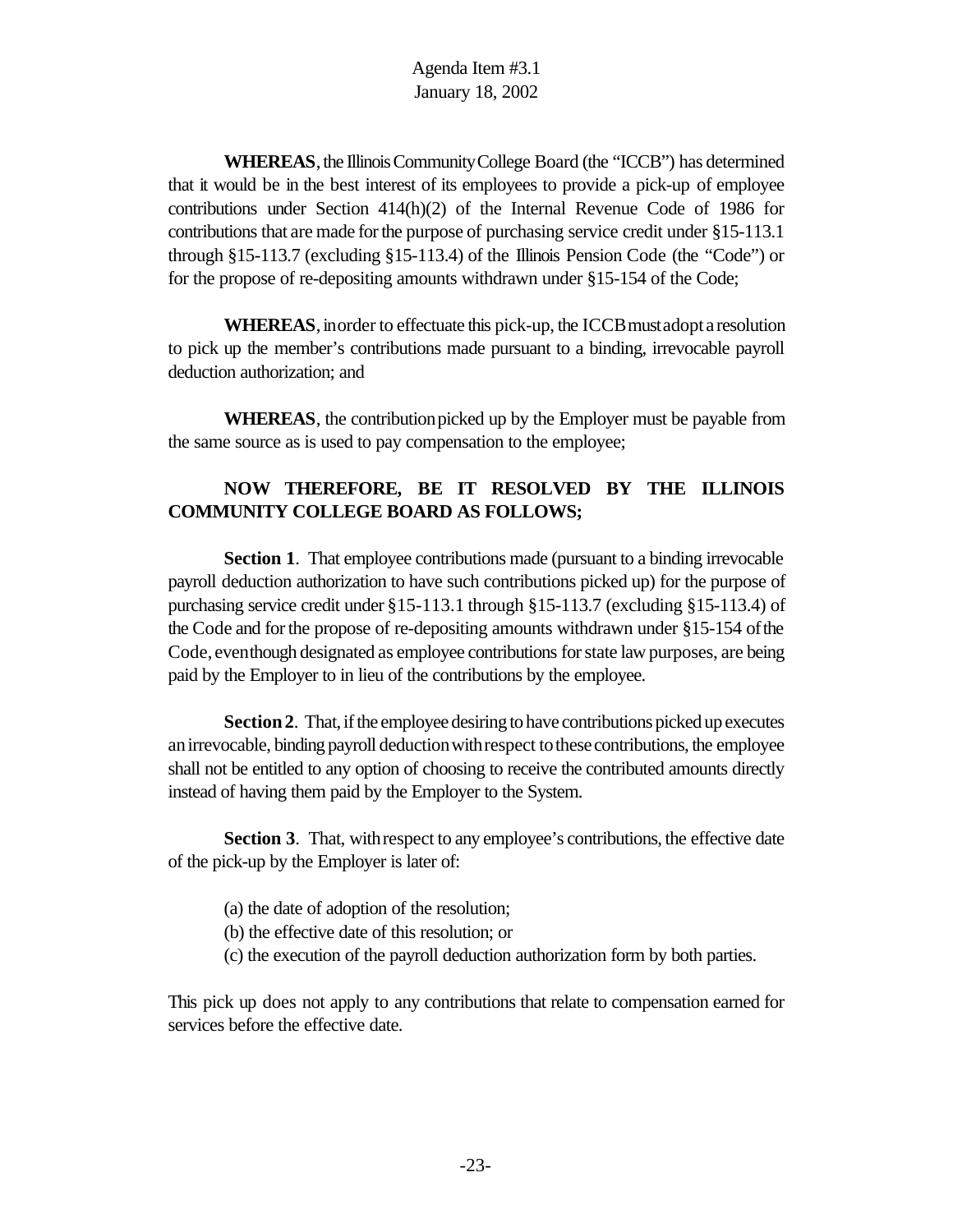Agenda Item #3.1
January 18, 2002

**WHEREAS**, the Illinois Community College Board (the "ICCB") has determined that it would be in the best interest of its employees to provide a pick-up of employee contributions under Section 414(h)(2) of the Internal Revenue Code of 1986 for contributions that are made for the purpose of purchasing service credit under §15-113.1 through §15-113.7 (excluding §15-113.4) of the Illinois Pension Code (the "Code") or for the propose of re-depositing amounts withdrawn under §15-154 of the Code;

**WHEREAS**, in order to effectuate this pick-up, the ICCB must adopt a resolution to pick up the member's contributions made pursuant to a binding, irrevocable payroll deduction authorization; and

**WHEREAS**, the contribution picked up by the Employer must be payable from the same source as is used to pay compensation to the employee;

**NOW THEREFORE, BE IT RESOLVED BY THE ILLINOIS COMMUNITY COLLEGE BOARD AS FOLLOWS;**

**Section 1**. That employee contributions made (pursuant to a binding irrevocable payroll deduction authorization to have such contributions picked up) for the purpose of purchasing service credit under §15-113.1 through §15-113.7 (excluding §15-113.4) of the Code and for the propose of re-depositing amounts withdrawn under §15-154 of the Code, even though designated as employee contributions for state law purposes, are being paid by the Employer to in lieu of the contributions by the employee.

**Section 2**. That, if the employee desiring to have contributions picked up executes an irrevocable, binding payroll deduction with respect to these contributions, the employee shall not be entitled to any option of choosing to receive the contributed amounts directly instead of having them paid by the Employer to the System.

**Section 3**. That, with respect to any employee's contributions, the effective date of the pick-up by the Employer is later of:

(a) the date of adoption of the resolution;
(b) the effective date of this resolution; or
(c) the execution of the payroll deduction authorization form by both parties.

This pick up does not apply to any contributions that relate to compensation earned for services before the effective date.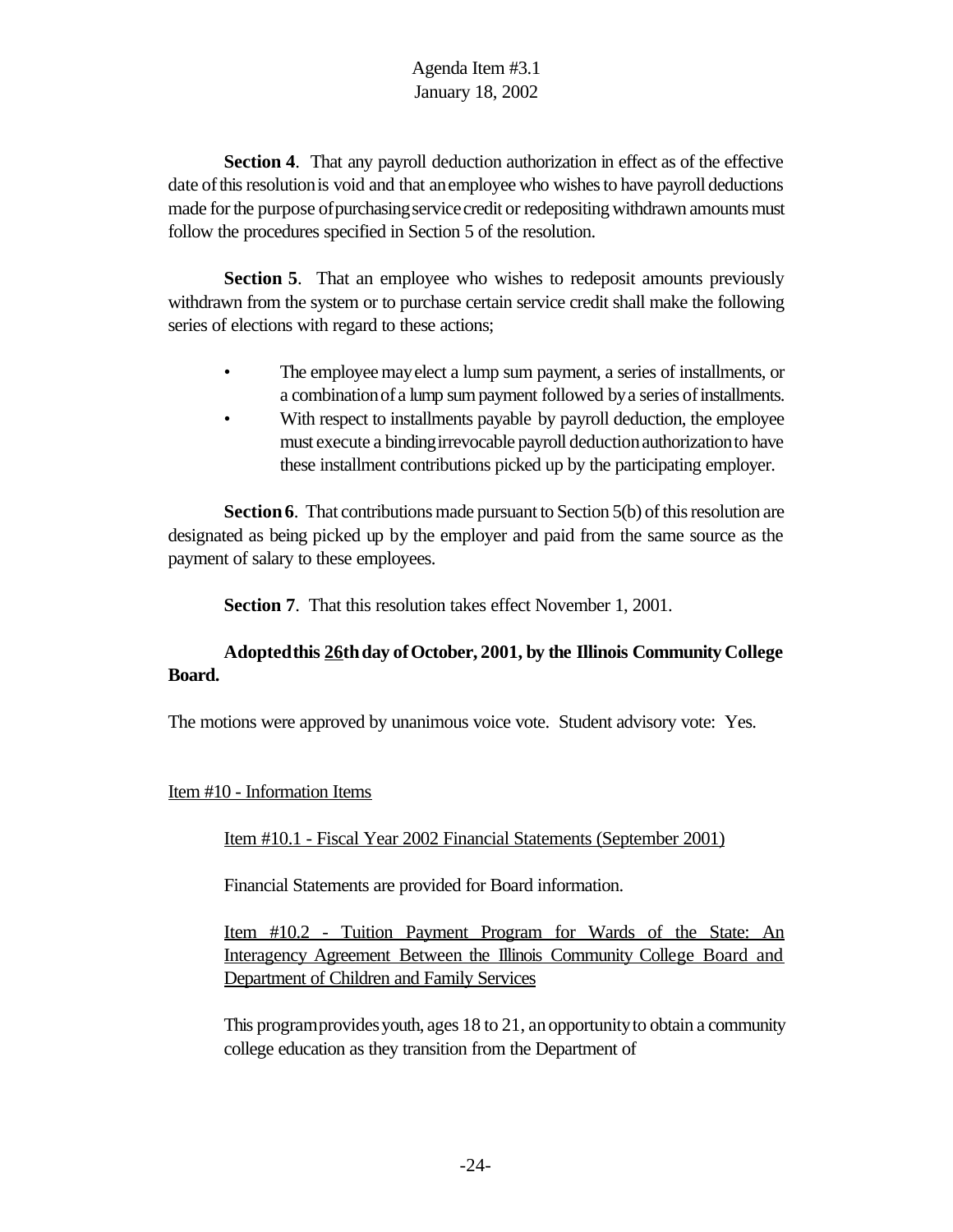**Section 4**. That any payroll deduction authorization in effect as of the effective date of this resolution is void and that an employee who wishes to have payroll deductions made for the purpose of purchasing service credit or redepositing withdrawn amounts must follow the procedures specified in Section 5 of the resolution.

**Section 5**. That an employee who wishes to redeposit amounts previously withdrawn from the system or to purchase certain service credit shall make the following series of elections with regard to these actions;

- The employee may elect a lump sum payment, a series of installments, or a combination of a lump sum payment followed by a series of installments.
- With respect to installments payable by payroll deduction, the employee must execute a binding irrevocable payroll deduction authorization to have these installment contributions picked up by the participating employer.

**Section 6**. That contributions made pursuant to Section 5(b) of this resolution are designated as being picked up by the employer and paid from the same source as the payment of salary to these employees.

**Section 7**. That this resolution takes effect November 1, 2001.

**Adopted this <u>26th</u> day of October, 2001, by the Illinois Community College Board.**

The motions were approved by unanimous voice vote. Student advisory vote: Yes.

<u>Item #10 - Information Items</u>

<u>Item #10.1 - Fiscal Year 2002 Financial Statements (September 2001)</u>

Financial Statements are provided for Board information.

<u>Item #10.2 - Tuition Payment Program for Wards of the State: An Interagency Agreement Between the Illinois Community College Board and Department of Children and Family Services</u>

This program provides youth, ages 18 to 21, an opportunity to obtain a community college education as they transition from the Department of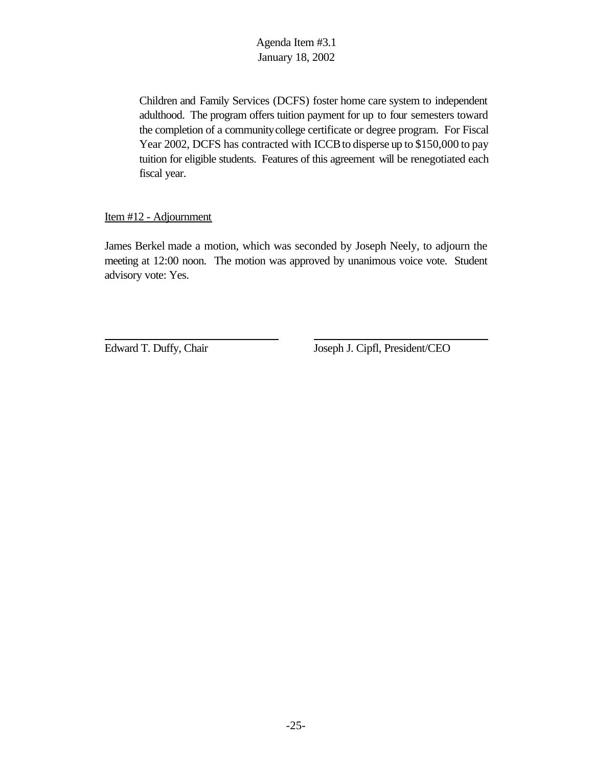Children and Family Services (DCFS) foster home care system to independent adulthood. The program offers tuition payment for up to four semesters toward the completion of a community college certificate or degree program. For Fiscal Year 2002, DCFS has contracted with ICCB to disperse up to $150,000 to pay tuition for eligible students. Features of this agreement will be renegotiated each fiscal year.

Item #12 - Adjournment

James Berkel made a motion, which was seconded by Joseph Neely, to adjourn the meeting at 12:00 noon. The motion was approved by unanimous voice vote. Student advisory vote: Yes.

| Edward T. Duffy, Chair | Joseph J. Cipfl, President/CEO |
|---|---|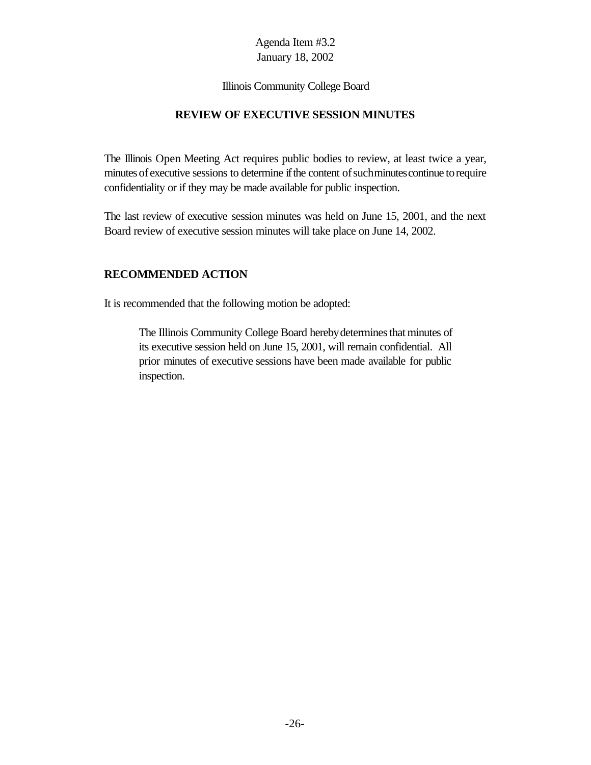Agenda Item #3.2
January 18, 2002

Illinois Community College Board

## REVIEW OF EXECUTIVE SESSION MINUTES

The Illinois Open Meeting Act requires public bodies to review, at least twice a year, minutes of executive sessions to determine if the content of such minutes continue to require confidentiality or if they may be made available for public inspection.

The last review of executive session minutes was held on June 15, 2001, and the next Board review of executive session minutes will take place on June 14, 2002.

### RECOMMENDED ACTION

It is recommended that the following motion be adopted:

> The Illinois Community College Board hereby determines that minutes of its executive session held on June 15, 2001, will remain confidential. All prior minutes of executive sessions have been made available for public inspection.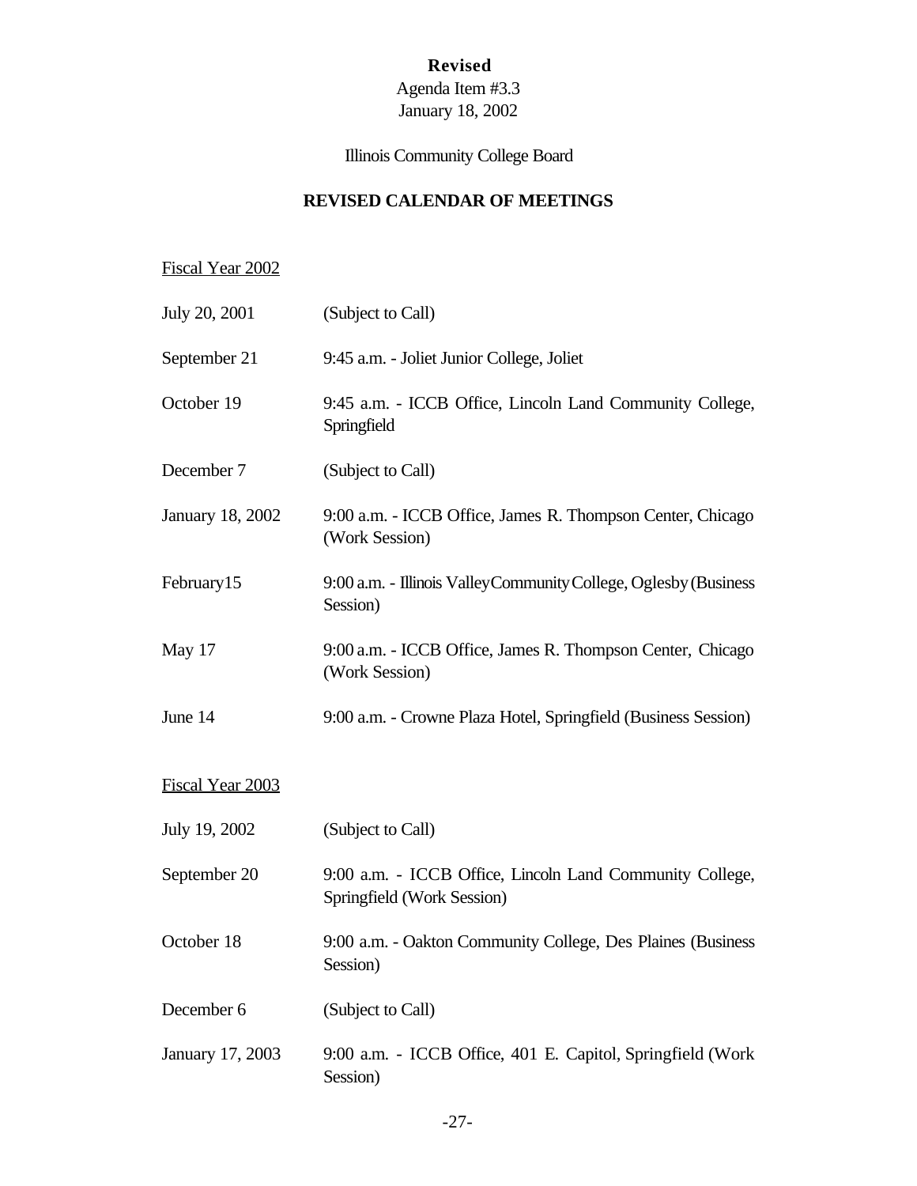**Revised**

Agenda Item #3.3
January 18, 2002

Illinois Community College Board

## REVISED CALENDAR OF MEETINGS

Fiscal Year 2002

| | |
|---|---|
| July 20, 2001 | (Subject to Call) |
| September 21 | 9:45 a.m. - Joliet Junior College, Joliet |
| October 19 | 9:45 a.m. - ICCB Office, Lincoln Land Community College, Springfield |
| December 7 | (Subject to Call) |
| January 18, 2002 | 9:00 a.m. - ICCB Office, James R. Thompson Center, Chicago (Work Session) |
| February15 | 9:00 a.m. - Illinois ValleyCommunityCollege, Oglesby(Business Session) |
| May 17 | 9:00 a.m. - ICCB Office, James R. Thompson Center, Chicago (Work Session) |
| June 14 | 9:00 a.m. - Crowne Plaza Hotel, Springfield (Business Session) |

Fiscal Year 2003

| | |
|---|---|
| July 19, 2002 | (Subject to Call) |
| September 20 | 9:00 a.m. - ICCB Office, Lincoln Land Community College, Springfield (Work Session) |
| October 18 | 9:00 a.m. - Oakton Community College, Des Plaines (Business Session) |
| December 6 | (Subject to Call) |
| January 17, 2003 | 9:00 a.m. - ICCB Office, 401 E. Capitol, Springfield (Work Session) |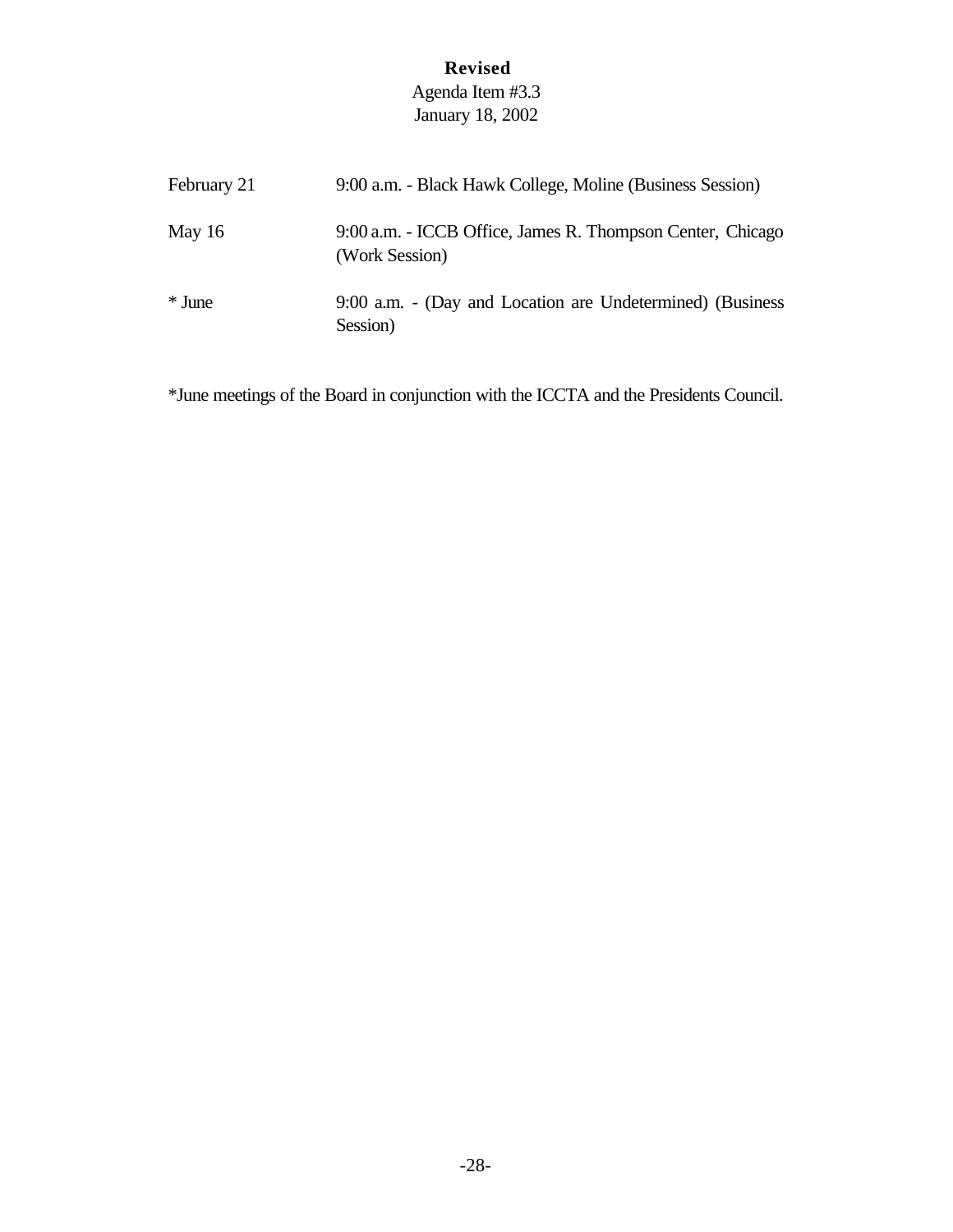**Revised**
Agenda Item #3.3
January 18, 2002

| | |
|---|---|
| February 21 | 9:00 a.m. - Black Hawk College, Moline (Business Session) |
| May 16 | 9:00 a.m. - ICCB Office, James R. Thompson Center, Chicago (Work Session) |
| * June | 9:00 a.m. - (Day and Location are Undetermined) (Business Session) |

*June meetings of the Board in conjunction with the ICCTA and the Presidents Council.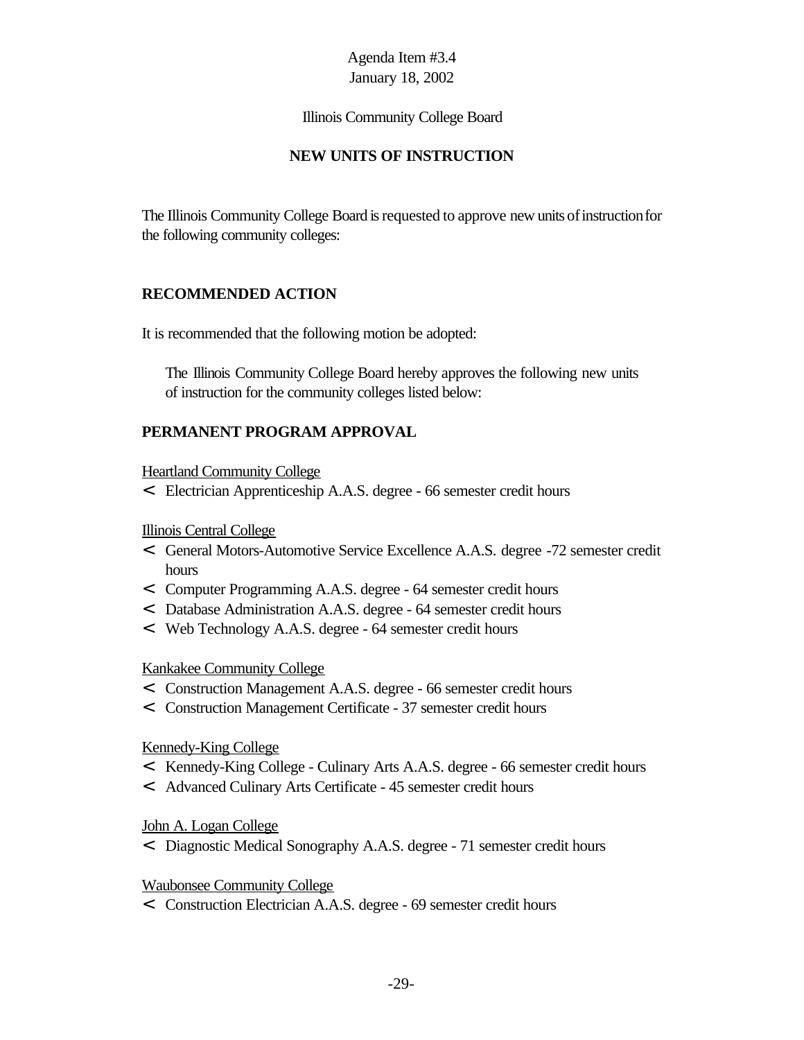Agenda Item #3.4
January 18, 2002

Illinois Community College Board

## NEW UNITS OF INSTRUCTION

The Illinois Community College Board is requested to approve new units of instruction for the following community colleges:

### RECOMMENDED ACTION

It is recommended that the following motion be adopted:

> The Illinois Community College Board hereby approves the following new units of instruction for the community colleges listed below:

### PERMANENT PROGRAM APPROVAL

Heartland Community College

- Electrician Apprenticeship A.A.S. degree - 66 semester credit hours

Illinois Central College

- General Motors-Automotive Service Excellence A.A.S. degree -72 semester credit hours
- Computer Programming A.A.S. degree - 64 semester credit hours
- Database Administration A.A.S. degree - 64 semester credit hours
- Web Technology A.A.S. degree - 64 semester credit hours

Kankakee Community College

- Construction Management A.A.S. degree - 66 semester credit hours
- Construction Management Certificate - 37 semester credit hours

Kennedy-King College

- Kennedy-King College - Culinary Arts A.A.S. degree - 66 semester credit hours
- Advanced Culinary Arts Certificate - 45 semester credit hours

John A. Logan College

- Diagnostic Medical Sonography A.A.S. degree - 71 semester credit hours

Waubonsee Community College

- Construction Electrician A.A.S. degree - 69 semester credit hours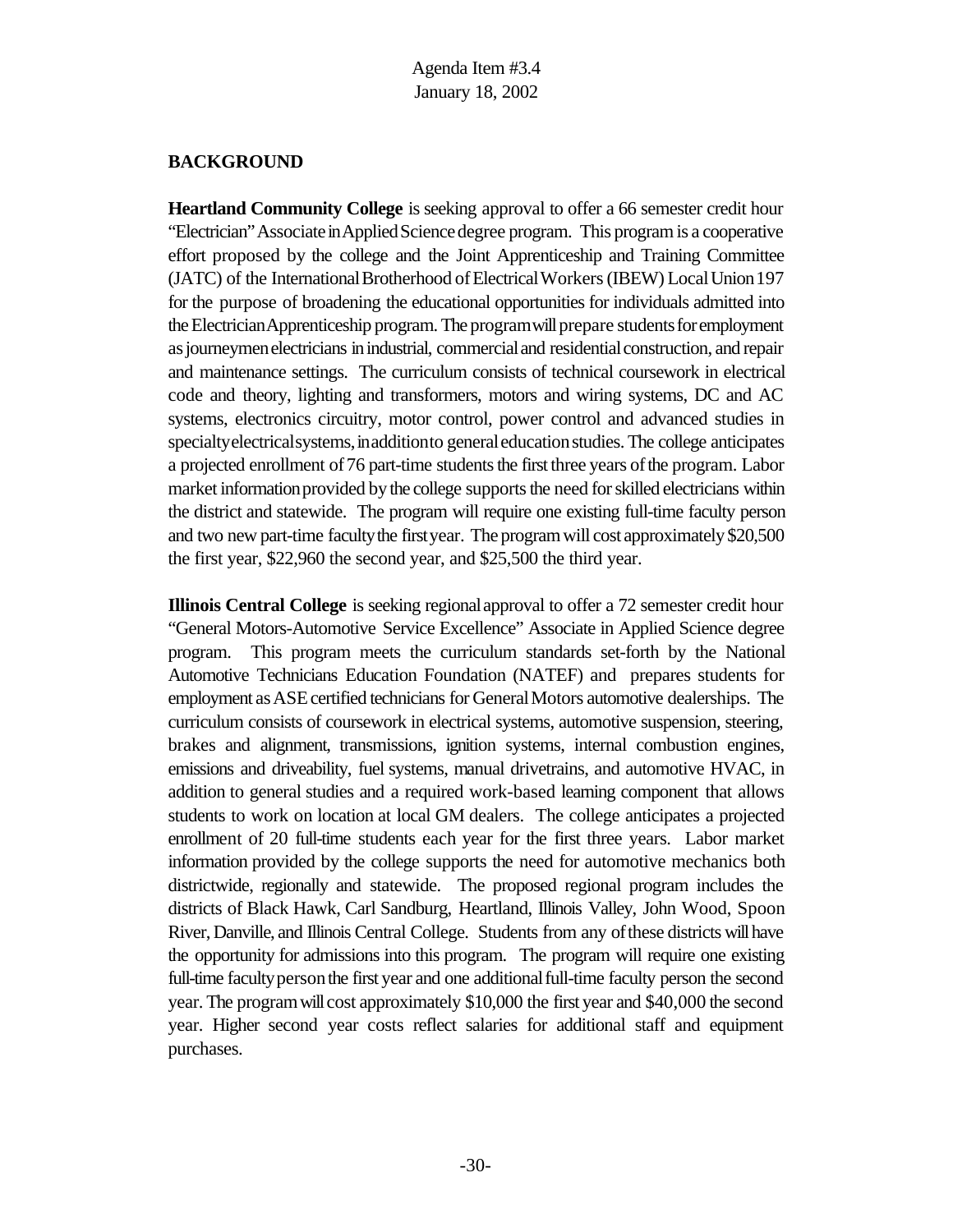Agenda Item #3.4
January 18, 2002

## BACKGROUND

**Heartland Community College** is seeking approval to offer a 66 semester credit hour "Electrician" Associate in Applied Science degree program. This program is a cooperative effort proposed by the college and the Joint Apprenticeship and Training Committee (JATC) of the International Brotherhood of Electrical Workers (IBEW) Local Union 197 for the purpose of broadening the educational opportunities for individuals admitted into the Electrician Apprenticeship program. The program will prepare students for employment as journeymen electricians in industrial, commercial and residential construction, and repair and maintenance settings. The curriculum consists of technical coursework in electrical code and theory, lighting and transformers, motors and wiring systems, DC and AC systems, electronics circuitry, motor control, power control and advanced studies in specialty electrical systems, in addition to general education studies. The college anticipates a projected enrollment of 76 part-time students the first three years of the program. Labor market information provided by the college supports the need for skilled electricians within the district and statewide. The program will require one existing full-time faculty person and two new part-time faculty the first year. The program will cost approximately $20,500 the first year, $22,960 the second year, and $25,500 the third year.

**Illinois Central College** is seeking regional approval to offer a 72 semester credit hour "General Motors-Automotive Service Excellence" Associate in Applied Science degree program. This program meets the curriculum standards set-forth by the National Automotive Technicians Education Foundation (NATEF) and prepares students for employment as ASE certified technicians for General Motors automotive dealerships. The curriculum consists of coursework in electrical systems, automotive suspension, steering, brakes and alignment, transmissions, ignition systems, internal combustion engines, emissions and driveability, fuel systems, manual drivetrains, and automotive HVAC, in addition to general studies and a required work-based learning component that allows students to work on location at local GM dealers. The college anticipates a projected enrollment of 20 full-time students each year for the first three years. Labor market information provided by the college supports the need for automotive mechanics both districtwide, regionally and statewide. The proposed regional program includes the districts of Black Hawk, Carl Sandburg, Heartland, Illinois Valley, John Wood, Spoon River, Danville, and Illinois Central College. Students from any of these districts will have the opportunity for admissions into this program. The program will require one existing full-time faculty person the first year and one additional full-time faculty person the second year. The program will cost approximately $10,000 the first year and $40,000 the second year. Higher second year costs reflect salaries for additional staff and equipment purchases.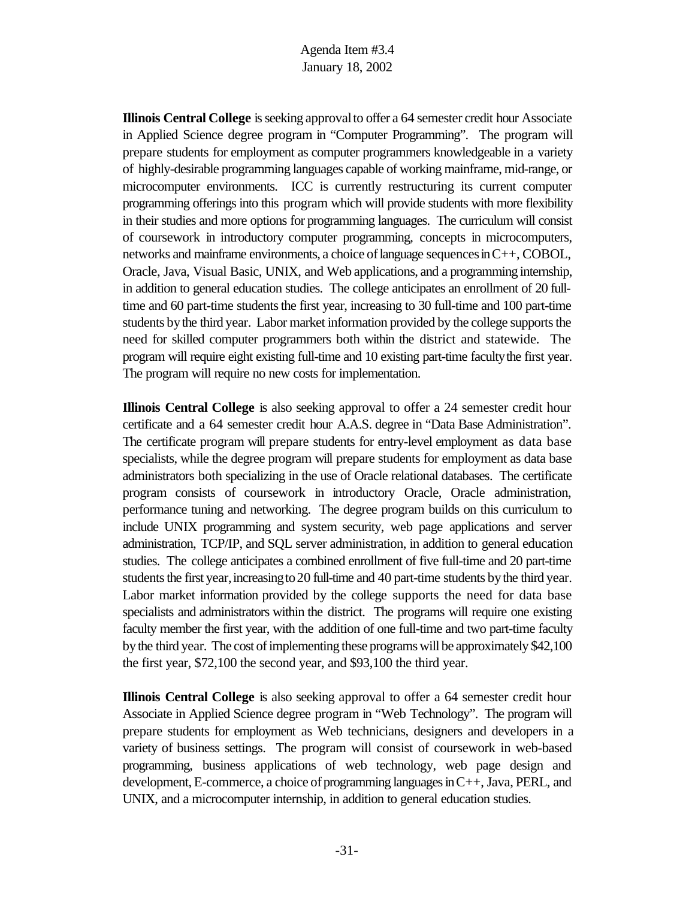**Illinois Central College** is seeking approval to offer a 64 semester credit hour Associate in Applied Science degree program in "Computer Programming". The program will prepare students for employment as computer programmers knowledgeable in a variety of highly-desirable programming languages capable of working mainframe, mid-range, or microcomputer environments. ICC is currently restructuring its current computer programming offerings into this program which will provide students with more flexibility in their studies and more options for programming languages. The curriculum will consist of coursework in introductory computer programming, concepts in microcomputers, networks and mainframe environments, a choice of language sequences in C++, COBOL, Oracle, Java, Visual Basic, UNIX, and Web applications, and a programming internship, in addition to general education studies. The college anticipates an enrollment of 20 full-time and 60 part-time students the first year, increasing to 30 full-time and 100 part-time students by the third year. Labor market information provided by the college supports the need for skilled computer programmers both within the district and statewide. The program will require eight existing full-time and 10 existing part-time faculty the first year. The program will require no new costs for implementation.

**Illinois Central College** is also seeking approval to offer a 24 semester credit hour certificate and a 64 semester credit hour A.A.S. degree in "Data Base Administration". The certificate program will prepare students for entry-level employment as data base specialists, while the degree program will prepare students for employment as data base administrators both specializing in the use of Oracle relational databases. The certificate program consists of coursework in introductory Oracle, Oracle administration, performance tuning and networking. The degree program builds on this curriculum to include UNIX programming and system security, web page applications and server administration, TCP/IP, and SQL server administration, in addition to general education studies. The college anticipates a combined enrollment of five full-time and 20 part-time students the first year, increasing to 20 full-time and 40 part-time students by the third year. Labor market information provided by the college supports the need for data base specialists and administrators within the district. The programs will require one existing faculty member the first year, with the addition of one full-time and two part-time faculty by the third year. The cost of implementing these programs will be approximately $42,100 the first year, $72,100 the second year, and $93,100 the third year.

**Illinois Central College** is also seeking approval to offer a 64 semester credit hour Associate in Applied Science degree program in "Web Technology". The program will prepare students for employment as Web technicians, designers and developers in a variety of business settings. The program will consist of coursework in web-based programming, business applications of web technology, web page design and development, E-commerce, a choice of programming languages in C++, Java, PERL, and UNIX, and a microcomputer internship, in addition to general education studies.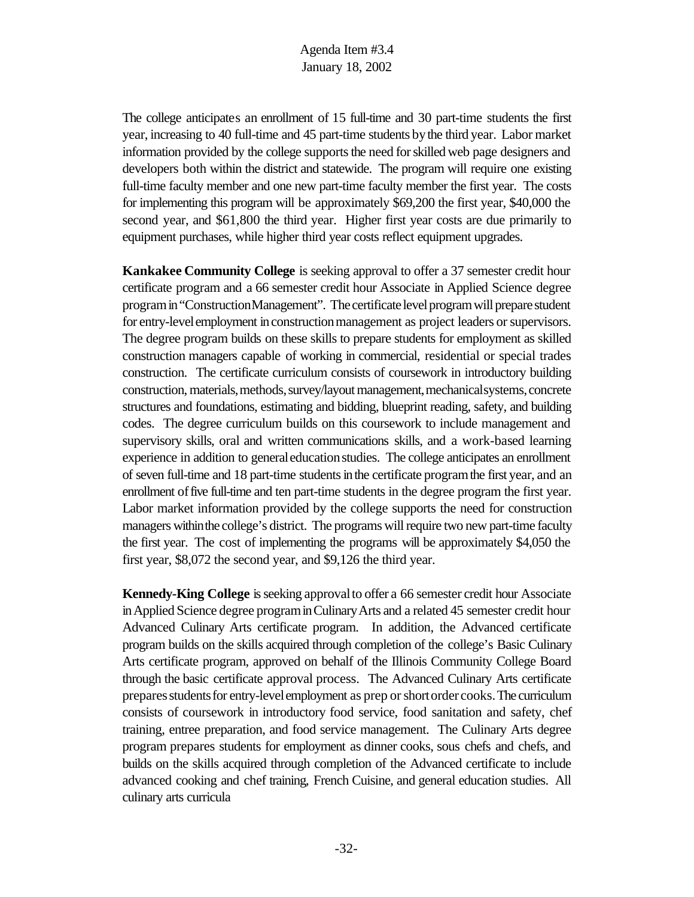The college anticipates an enrollment of 15 full-time and 30 part-time students the first year, increasing to 40 full-time and 45 part-time students by the third year. Labor market information provided by the college supports the need for skilled web page designers and developers both within the district and statewide. The program will require one existing full-time faculty member and one new part-time faculty member the first year. The costs for implementing this program will be approximately \$69,200 the first year, \$40,000 the second year, and \$61,800 the third year. Higher first year costs are due primarily to equipment purchases, while higher third year costs reflect equipment upgrades.

**Kankakee Community College** is seeking approval to offer a 37 semester credit hour certificate program and a 66 semester credit hour Associate in Applied Science degree program in "Construction Management". The certificate level program will prepare student for entry-level employment in construction management as project leaders or supervisors. The degree program builds on these skills to prepare students for employment as skilled construction managers capable of working in commercial, residential or special trades construction. The certificate curriculum consists of coursework in introductory building construction, materials, methods, survey/layout management, mechanical systems, concrete structures and foundations, estimating and bidding, blueprint reading, safety, and building codes. The degree curriculum builds on this coursework to include management and supervisory skills, oral and written communications skills, and a work-based learning experience in addition to general education studies. The college anticipates an enrollment of seven full-time and 18 part-time students in the certificate program the first year, and an enrollment of five full-time and ten part-time students in the degree program the first year. Labor market information provided by the college supports the need for construction managers within the college's district. The programs will require two new part-time faculty the first year. The cost of implementing the programs will be approximately \$4,050 the first year, \$8,072 the second year, and \$9,126 the third year.

**Kennedy-King College** is seeking approval to offer a 66 semester credit hour Associate in Applied Science degree program in Culinary Arts and a related 45 semester credit hour Advanced Culinary Arts certificate program. In addition, the Advanced certificate program builds on the skills acquired through completion of the college's Basic Culinary Arts certificate program, approved on behalf of the Illinois Community College Board through the basic certificate approval process. The Advanced Culinary Arts certificate prepares students for entry-level employment as prep or short order cooks. The curriculum consists of coursework in introductory food service, food sanitation and safety, chef training, entree preparation, and food service management. The Culinary Arts degree program prepares students for employment as dinner cooks, sous chefs and chefs, and builds on the skills acquired through completion of the Advanced certificate to include advanced cooking and chef training, French Cuisine, and general education studies. All culinary arts curricula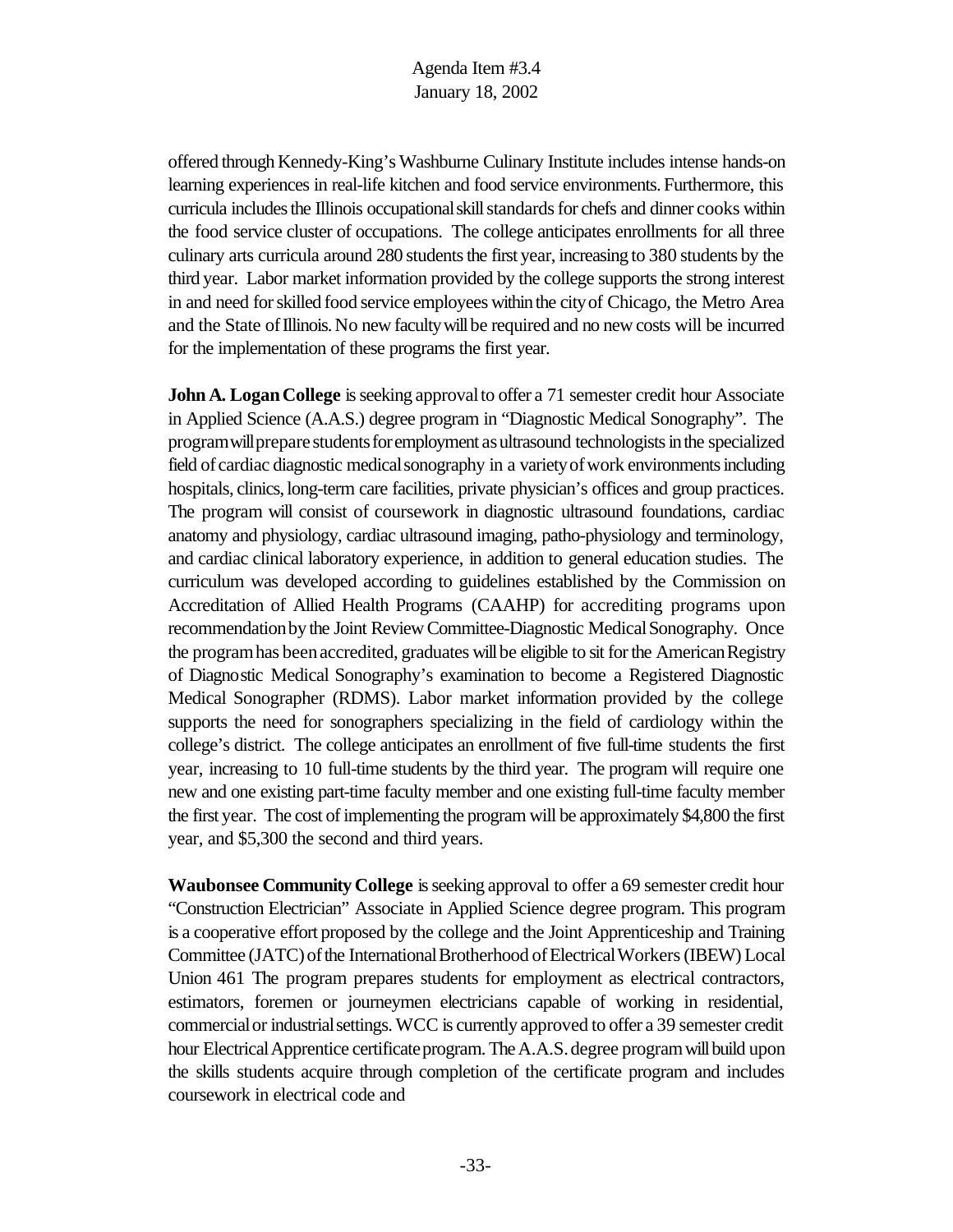offered through Kennedy-King's Washburne Culinary Institute includes intense hands-on learning experiences in real-life kitchen and food service environments. Furthermore, this curricula includes the Illinois occupational skill standards for chefs and dinner cooks within the food service cluster of occupations. The college anticipates enrollments for all three culinary arts curricula around 280 students the first year, increasing to 380 students by the third year. Labor market information provided by the college supports the strong interest in and need for skilled food service employees within the city of Chicago, the Metro Area and the State of Illinois. No new faculty will be required and no new costs will be incurred for the implementation of these programs the first year.

**John A. Logan College** is seeking approval to offer a 71 semester credit hour Associate in Applied Science (A.A.S.) degree program in "Diagnostic Medical Sonography". The program will prepare students for employment as ultrasound technologists in the specialized field of cardiac diagnostic medical sonography in a variety of work environments including hospitals, clinics, long-term care facilities, private physician's offices and group practices. The program will consist of coursework in diagnostic ultrasound foundations, cardiac anatomy and physiology, cardiac ultrasound imaging, patho-physiology and terminology, and cardiac clinical laboratory experience, in addition to general education studies. The curriculum was developed according to guidelines established by the Commission on Accreditation of Allied Health Programs (CAAHP) for accrediting programs upon recommendation by the Joint Review Committee-Diagnostic Medical Sonography. Once the program has been accredited, graduates will be eligible to sit for the American Registry of Diagnostic Medical Sonography's examination to become a Registered Diagnostic Medical Sonographer (RDMS). Labor market information provided by the college supports the need for sonographers specializing in the field of cardiology within the college's district. The college anticipates an enrollment of five full-time students the first year, increasing to 10 full-time students by the third year. The program will require one new and one existing part-time faculty member and one existing full-time faculty member the first year. The cost of implementing the program will be approximately $4,800 the first year, and $5,300 the second and third years.

**Waubonsee Community College** is seeking approval to offer a 69 semester credit hour "Construction Electrician" Associate in Applied Science degree program. This program is a cooperative effort proposed by the college and the Joint Apprenticeship and Training Committee (JATC) of the International Brotherhood of Electrical Workers (IBEW) Local Union 461 The program prepares students for employment as electrical contractors, estimators, foremen or journeymen electricians capable of working in residential, commercial or industrial settings. WCC is currently approved to offer a 39 semester credit hour Electrical Apprentice certificate program. The A.A.S. degree program will build upon the skills students acquire through completion of the certificate program and includes coursework in electrical code and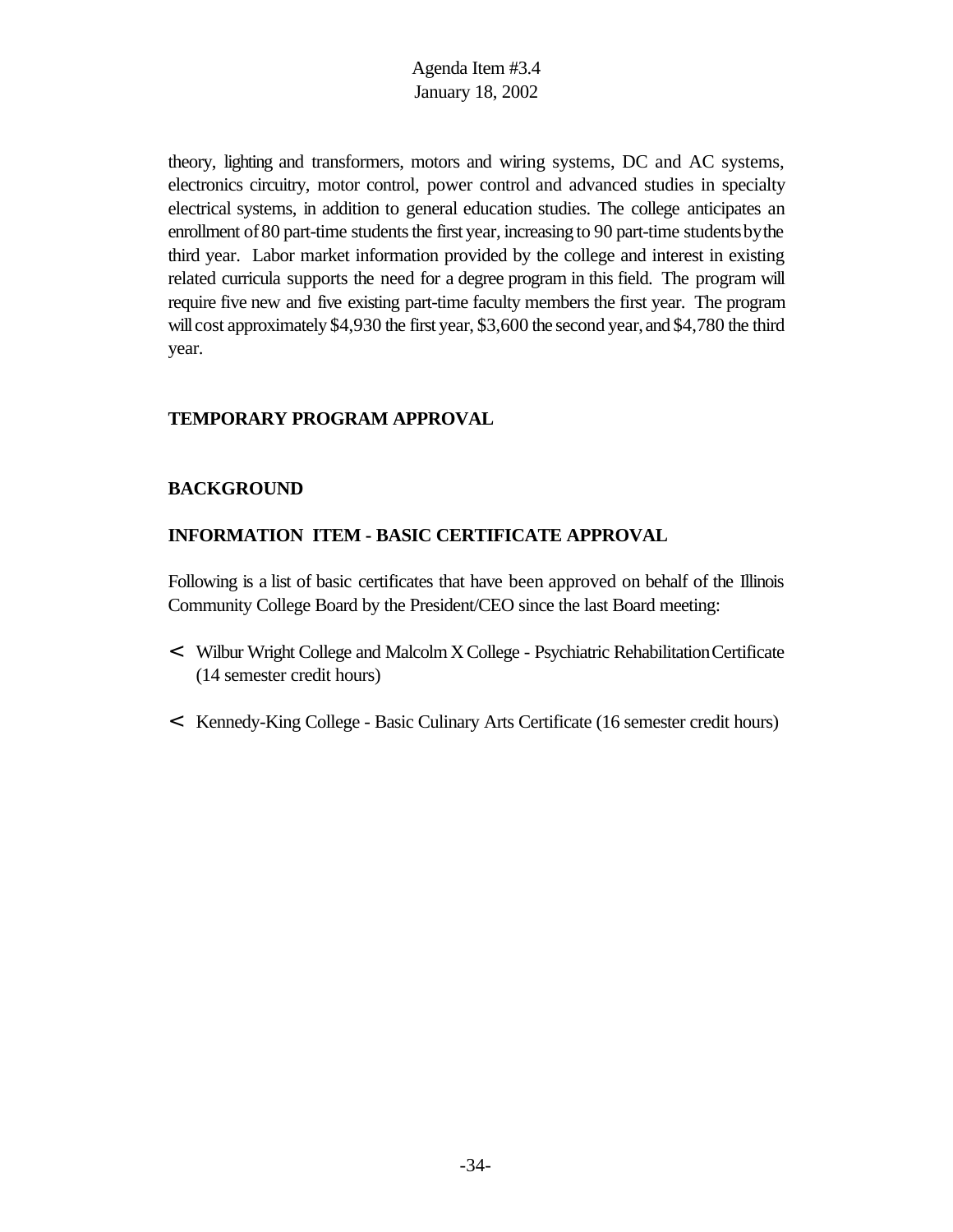theory, lighting and transformers, motors and wiring systems, DC and AC systems, electronics circuitry, motor control, power control and advanced studies in specialty electrical systems, in addition to general education studies. The college anticipates an enrollment of 80 part-time students the first year, increasing to 90 part-time students by the third year. Labor market information provided by the college and interest in existing related curricula supports the need for a degree program in this field. The program will require five new and five existing part-time faculty members the first year. The program will cost approximately $4,930 the first year, $3,600 the second year, and $4,780 the third year.

**TEMPORARY PROGRAM APPROVAL**

**BACKGROUND**

**INFORMATION ITEM - BASIC CERTIFICATE APPROVAL**

Following is a list of basic certificates that have been approved on behalf of the Illinois Community College Board by the President/CEO since the last Board meeting:

- Wilbur Wright College and Malcolm X College - Psychiatric Rehabilitation Certificate (14 semester credit hours)
- Kennedy-King College - Basic Culinary Arts Certificate (16 semester credit hours)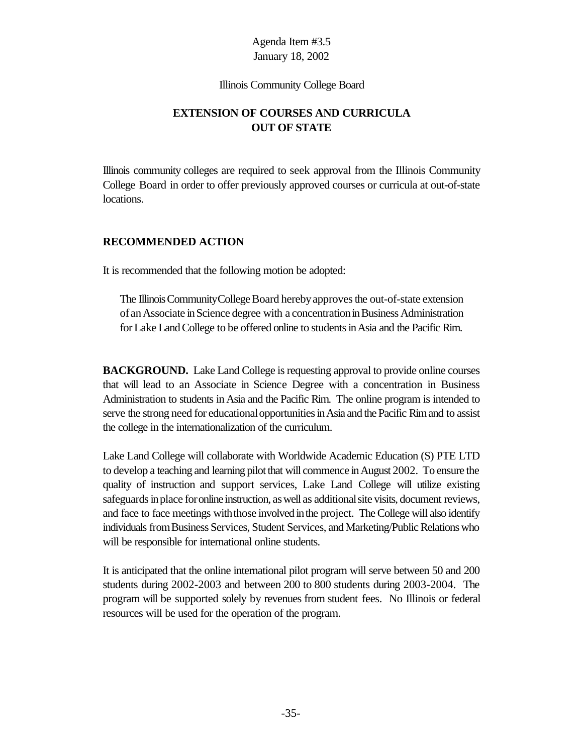Agenda Item #3.5
January 18, 2002

Illinois Community College Board

## EXTENSION OF COURSES AND CURRICULA OUT OF STATE

Illinois community colleges are required to seek approval from the Illinois Community College Board in order to offer previously approved courses or curricula at out-of-state locations.

### RECOMMENDED ACTION

It is recommended that the following motion be adopted:

> The Illinois Community College Board hereby approves the out-of-state extension of an Associate in Science degree with a concentration in Business Administration for Lake Land College to be offered online to students in Asia and the Pacific Rim.

**BACKGROUND.** Lake Land College is requesting approval to provide online courses that will lead to an Associate in Science Degree with a concentration in Business Administration to students in Asia and the Pacific Rim. The online program is intended to serve the strong need for educational opportunities in Asia and the Pacific Rim and to assist the college in the internationalization of the curriculum.

Lake Land College will collaborate with Worldwide Academic Education (S) PTE LTD to develop a teaching and learning pilot that will commence in August 2002. To ensure the quality of instruction and support services, Lake Land College will utilize existing safeguards in place for online instruction, as well as additional site visits, document reviews, and face to face meetings with those involved in the project. The College will also identify individuals from Business Services, Student Services, and Marketing/Public Relations who will be responsible for international online students.

It is anticipated that the online international pilot program will serve between 50 and 200 students during 2002-2003 and between 200 to 800 students during 2003-2004. The program will be supported solely by revenues from student fees. No Illinois or federal resources will be used for the operation of the program.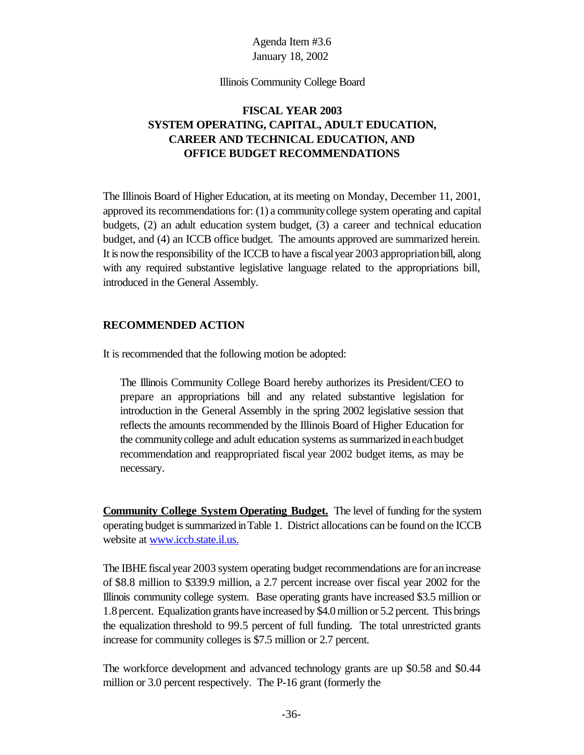Agenda Item #3.6
January 18, 2002

Illinois Community College Board

# FISCAL YEAR 2003 SYSTEM OPERATING, CAPITAL, ADULT EDUCATION, CAREER AND TECHNICAL EDUCATION, AND OFFICE BUDGET RECOMMENDATIONS

The Illinois Board of Higher Education, at its meeting on Monday, December 11, 2001, approved its recommendations for: (1) a community college system operating and capital budgets, (2) an adult education system budget, (3) a career and technical education budget, and (4) an ICCB office budget. The amounts approved are summarized herein. It is now the responsibility of the ICCB to have a fiscal year 2003 appropriation bill, along with any required substantive legislative language related to the appropriations bill, introduced in the General Assembly.

## RECOMMENDED ACTION

It is recommended that the following motion be adopted:

> The Illinois Community College Board hereby authorizes its President/CEO to prepare an appropriations bill and any related substantive legislation for introduction in the General Assembly in the spring 2002 legislative session that reflects the amounts recommended by the Illinois Board of Higher Education for the community college and adult education systems as summarized in each budget recommendation and reappropriated fiscal year 2002 budget items, as may be necessary.

**Community College System Operating Budget.** The level of funding for the system operating budget is summarized in Table 1. District allocations can be found on the ICCB website at www.iccb.state.il.us.

The IBHE fiscal year 2003 system operating budget recommendations are for an increase of $8.8 million to $339.9 million, a 2.7 percent increase over fiscal year 2002 for the Illinois community college system. Base operating grants have increased $3.5 million or 1.8 percent. Equalization grants have increased by $4.0 million or 5.2 percent. This brings the equalization threshold to 99.5 percent of full funding. The total unrestricted grants increase for community colleges is $7.5 million or 2.7 percent.

The workforce development and advanced technology grants are up $0.58 and $0.44 million or 3.0 percent respectively. The P-16 grant (formerly the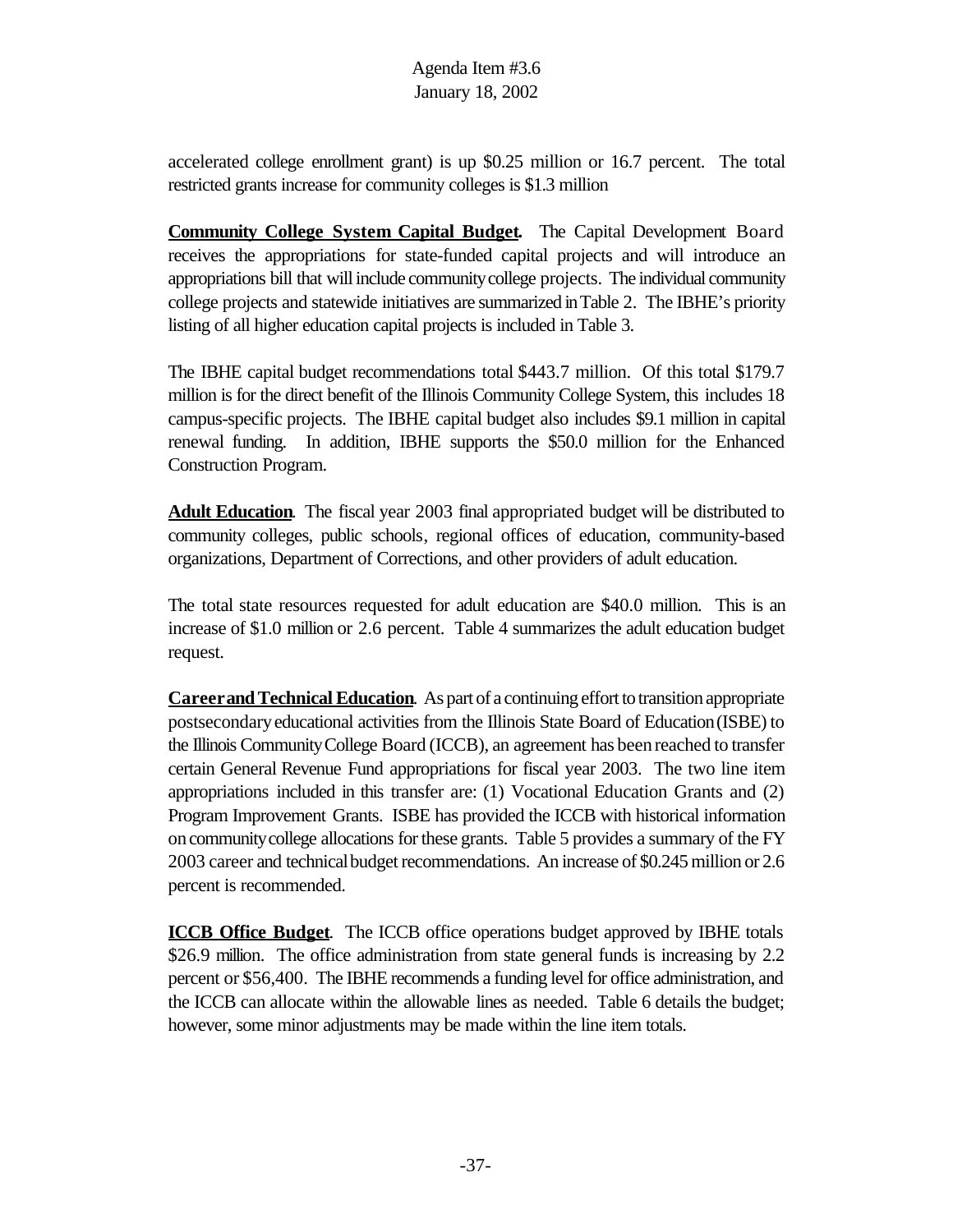accelerated college enrollment grant) is up \$0.25 million or 16.7 percent. The total restricted grants increase for community colleges is \$1.3 million

**Community College System Capital Budget.** The Capital Development Board receives the appropriations for state-funded capital projects and will introduce an appropriations bill that will include community college projects. The individual community college projects and statewide initiatives are summarized in Table 2. The IBHE's priority listing of all higher education capital projects is included in Table 3.

The IBHE capital budget recommendations total \$443.7 million. Of this total \$179.7 million is for the direct benefit of the Illinois Community College System, this includes 18 campus-specific projects. The IBHE capital budget also includes \$9.1 million in capital renewal funding. In addition, IBHE supports the \$50.0 million for the Enhanced Construction Program.

**Adult Education**. The fiscal year 2003 final appropriated budget will be distributed to community colleges, public schools, regional offices of education, community-based organizations, Department of Corrections, and other providers of adult education.

The total state resources requested for adult education are \$40.0 million. This is an increase of \$1.0 million or 2.6 percent. Table 4 summarizes the adult education budget request.

**Career and Technical Education**. As part of a continuing effort to transition appropriate postsecondary educational activities from the Illinois State Board of Education (ISBE) to the Illinois Community College Board (ICCB), an agreement has been reached to transfer certain General Revenue Fund appropriations for fiscal year 2003. The two line item appropriations included in this transfer are: (1) Vocational Education Grants and (2) Program Improvement Grants. ISBE has provided the ICCB with historical information on community college allocations for these grants. Table 5 provides a summary of the FY 2003 career and technical budget recommendations. An increase of \$0.245 million or 2.6 percent is recommended.

**ICCB Office Budget**. The ICCB office operations budget approved by IBHE totals \$26.9 million. The office administration from state general funds is increasing by 2.2 percent or \$56,400. The IBHE recommends a funding level for office administration, and the ICCB can allocate within the allowable lines as needed. Table 6 details the budget; however, some minor adjustments may be made within the line item totals.